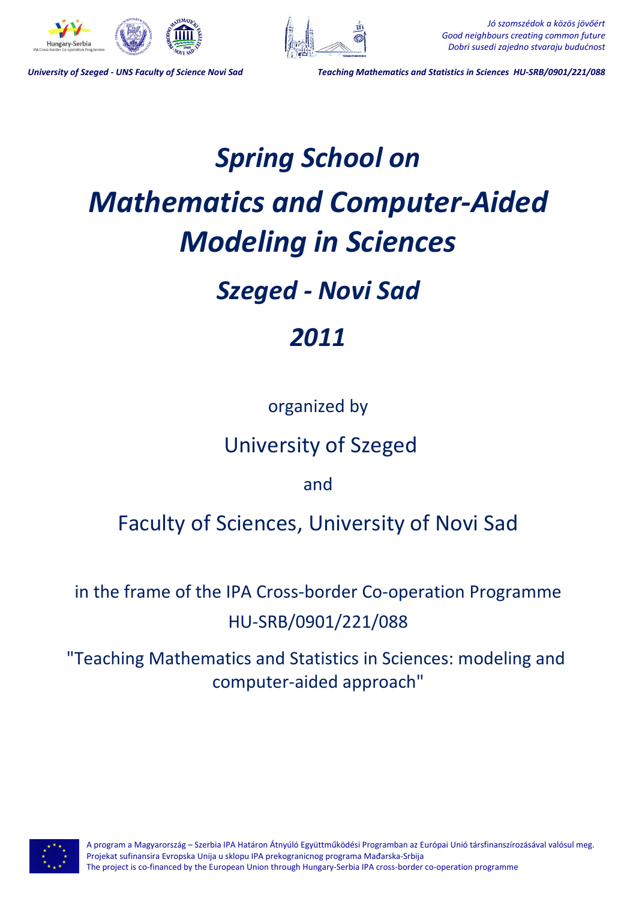# *Spring School on*

# *Mathematics and Computer-Aided Modeling in Sciences*

## *Szeged - Novi Sad*

## *2011*

organized by

University of Szeged

and

Faculty of Sciences, University of Novi Sad

in the frame of the IPA Cross-border Co-operation Programme HU-SRB/0901/221/088

"Teaching Mathematics and Statistics in Sciences: modeling and computer-aided approach"

A program a Magyarország – Szerbia IPA Határon Átnyúló Együttműködési Programban az Európai Unió társfinanszírozásával valósul meg.
Projekat sufinansira Evropska Unija u sklopu IPA prekogranicnog programa Mađarska-Srbija
The project is co-financed by the European Union through Hungary-Serbia IPA cross-border co-operation programme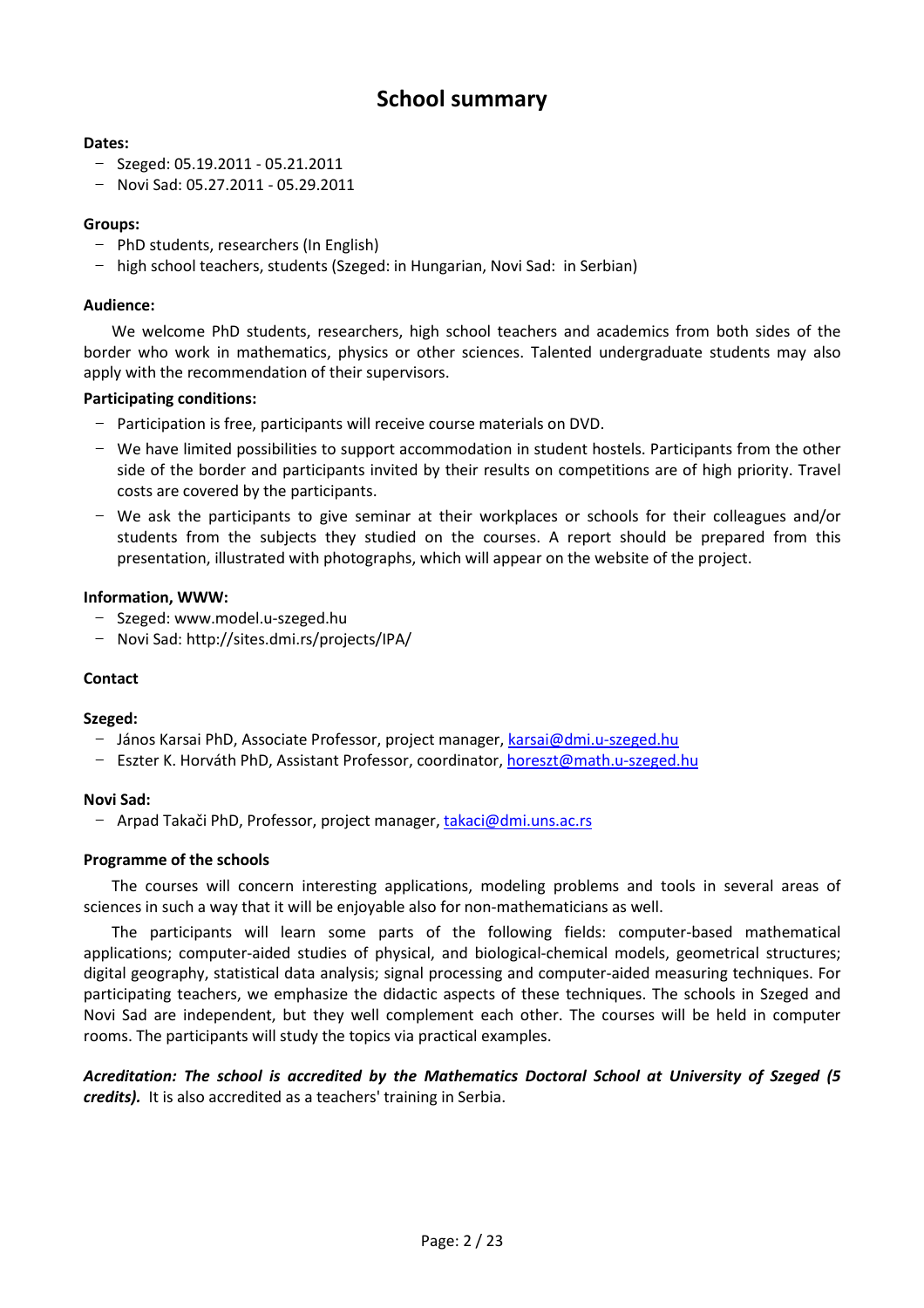# School summary

**Dates:**

- Szeged: 05.19.2011 - 05.21.2011
- Novi Sad: 05.27.2011 - 05.29.2011

**Groups:**

- PhD students, researchers (In English)
- high school teachers, students (Szeged: in Hungarian, Novi Sad: in Serbian)

**Audience:**

We welcome PhD students, researchers, high school teachers and academics from both sides of the border who work in mathematics, physics or other sciences. Talented undergraduate students may also apply with the recommendation of their supervisors.

**Participating conditions:**

- Participation is free, participants will receive course materials on DVD.
- We have limited possibilities to support accommodation in student hostels. Participants from the other side of the border and participants invited by their results on competitions are of high priority. Travel costs are covered by the participants.
- We ask the participants to give seminar at their workplaces or schools for their colleagues and/or students from the subjects they studied on the courses. A report should be prepared from this presentation, illustrated with photographs, which will appear on the website of the project.

**Information, WWW:**

- Szeged: www.model.u-szeged.hu
- Novi Sad: http://sites.dmi.rs/projects/IPA/

**Contact**

**Szeged:**

- János Karsai PhD, Associate Professor, project manager, karsai@dmi.u-szeged.hu
- Eszter K. Horváth PhD, Assistant Professor, coordinator, horeszt@math.u-szeged.hu

**Novi Sad:**

- Arpad Takači PhD, Professor, project manager, takaci@dmi.uns.ac.rs

**Programme of the schools**

The courses will concern interesting applications, modeling problems and tools in several areas of sciences in such a way that it will be enjoyable also for non-mathematicians as well.

The participants will learn some parts of the following fields: computer-based mathematical applications; computer-aided studies of physical, and biological-chemical models, geometrical structures; digital geography, statistical data analysis; signal processing and computer-aided measuring techniques. For participating teachers, we emphasize the didactic aspects of these techniques. The schools in Szeged and Novi Sad are independent, but they well complement each other. The courses will be held in computer rooms. The participants will study the topics via practical examples.

***Acreditation: The school is accredited by the Mathematics Doctoral School at University of Szeged (5 credits).*** It is also accredited as a teachers' training in Serbia.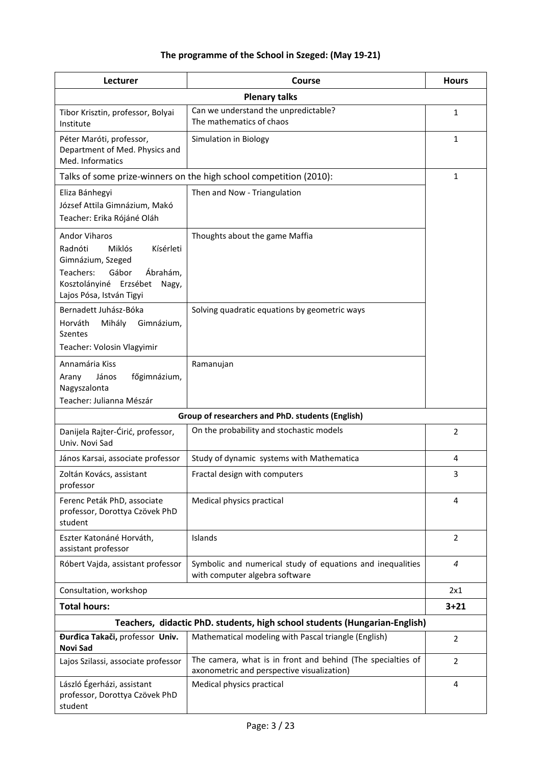**The programme of the School in Szeged: (May 19-21)**

| Lecturer | Course | Hours |
| --- | --- | --- |
| **Plenary talks** | | |
| Tibor Krisztin, professor, Bolyai Institute | Can we understand the unpredictable? The mathematics of chaos | 1 |
| Péter Maróti, professor, Department of Med. Physics and Med. Informatics | Simulation in Biology | 1 |
| Talks of some prize-winners on the high school competition (2010): | | 1 |
| Eliza Bánhegyi<br>József Attila Gimnázium, Makó<br>Teacher: Erika Rójáné Oláh | Then and Now - Triangulation | |
| Andor Viharos<br>Radnóti Miklós Kísérleti Gimnázium, Szeged<br>Teachers: Gábor Ábrahám, Kosztolányiné Erzsébet Nagy, Lajos Pósa, István Tigyi | Thoughts about the game Maffia | |
| Bernadett Juhász-Bóka<br>Horváth Mihály Gimnázium, Szentes<br>Teacher: Volosin Vlagyimir | Solving quadratic equations by geometric ways | |
| Annamária Kiss<br>Arany János főgimnázium, Nagyszalonta<br>Teacher: Julianna Mészár | Ramanujan | |
| **Group of researchers and PhD. students (English)** | | |
| Danijela Rajter-Ćirić, professor, Univ. Novi Sad | On the probability and stochastic models | 2 |
| János Karsai, associate professor | Study of dynamic systems with Mathematica | 4 |
| Zoltán Kovács, assistant professor | Fractal design with computers | 3 |
| Ferenc Peták PhD, associate professor, Dorottya Czövek PhD student | Medical physics practical | 4 |
| Eszter Katonáné Horváth, assistant professor | Islands | 2 |
| Róbert Vajda, assistant professor | Symbolic and numerical study of equations and inequalities with computer algebra software | *4* |
| Consultation, workshop | | 2x1 |
| **Total hours:** | | **3+21** |
| **Teachers, didactic PhD. students, high school students (Hungarian-English)** | | |
| **Đurđica Takači,** professor **Univ. Novi Sad** | Mathematical modeling with Pascal triangle (English) | 2 |
| Lajos Szilassi, associate professor | The camera, what is in front and behind (The specialties of axonometric and perspective visualization) | 2 |
| László Égerházi, assistant professor, Dorottya Czövek PhD student | Medical physics practical | 4 |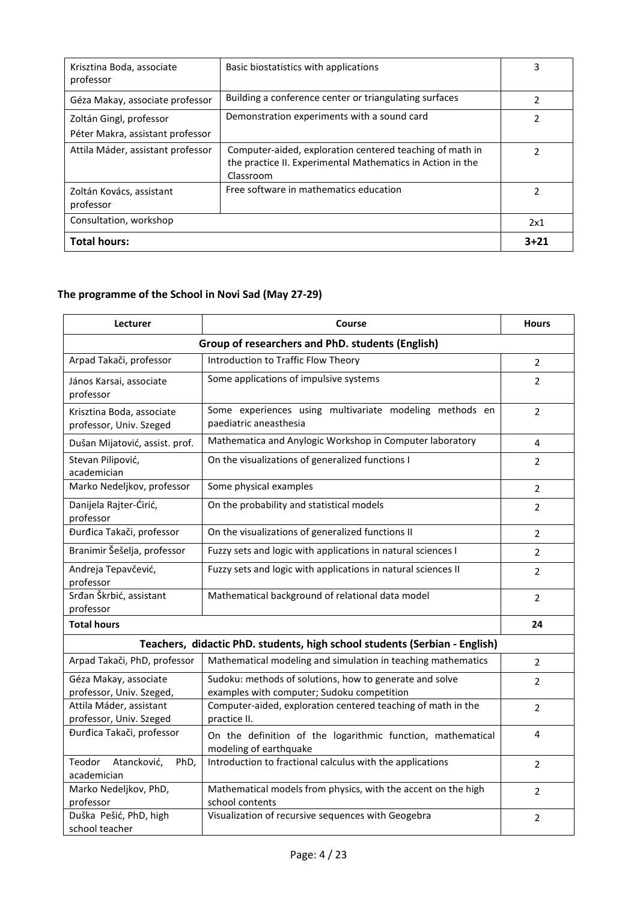| | | |
|---|---|---|
| Krisztina Boda, associate professor | Basic biostatistics with applications | 3 |
| Géza Makay, associate professor | Building a conference center or triangulating surfaces | 2 |
| Zoltán Gingl, professor<br>Péter Makra, assistant professor | Demonstration experiments with a sound card | 2 |
| Attila Máder, assistant professor | Computer-aided, exploration centered teaching of math in the practice II. Experimental Mathematics in Action in the Classroom | 2 |
| Zoltán Kovács, assistant professor | Free software in mathematics education | 2 |
| Consultation, workshop | | 2x1 |
| **Total hours:** | | **3+21** |

## The programme of the School in Novi Sad (May 27-29)

| Lecturer | Course | Hours |
|---|---|---|
| **Group of researchers and PhD. students (English)** | | |
| Arpad Takači, professor | Introduction to Traffic Flow Theory | 2 |
| János Karsai, associate professor | Some applications of impulsive systems | 2 |
| Krisztina Boda, associate professor, Univ. Szeged | Some experiences using multivariate modeling methods en paediatric aneasthesia | 2 |
| Dušan Mijatović, assist. prof. | Mathematica and Anylogic Workshop in Computer laboratory | 4 |
| Stevan Pilipović, academician | On the visualizations of generalized functions I | 2 |
| Marko Nedeljkov, professor | Some physical examples | 2 |
| Danijela Rajter-Ćirić, professor | On the probability and statistical models | 2 |
| Đurđica Takači, professor | On the visualizations of generalized functions II | 2 |
| Branimir Šešelja, professor | Fuzzy sets and logic with applications in natural sciences I | 2 |
| Andreja Tepavčević, professor | Fuzzy sets and logic with applications in natural sciences II | 2 |
| Srđan Škrbić, assistant professor | Mathematical background of relational data model | 2 |
| **Total hours** | | **24** |
| **Teachers, didactic PhD. students, high school students (Serbian - English)** | | |
| Arpad Takači, PhD, professor | Mathematical modeling and simulation in teaching mathematics | 2 |
| Géza Makay, associate professor, Univ. Szeged, | Sudoku: methods of solutions, how to generate and solve examples with computer; Sudoku competition | 2 |
| Attila Máder, assistant professor, Univ. Szeged | Computer-aided, exploration centered teaching of math in the practice II. | 2 |
| Đurđica Takači, professor | On the definition of the logarithmic function, mathematical modeling of earthquake | 4 |
| Teodor Atancković, PhD, academician | Introduction to fractional calculus with the applications | 2 |
| Marko Nedeljkov, PhD, professor | Mathematical models from physics, with the accent on the high school contents | 2 |
| Duška Pešić, PhD, high school teacher | Visualization of recursive sequences with Geogebra | 2 |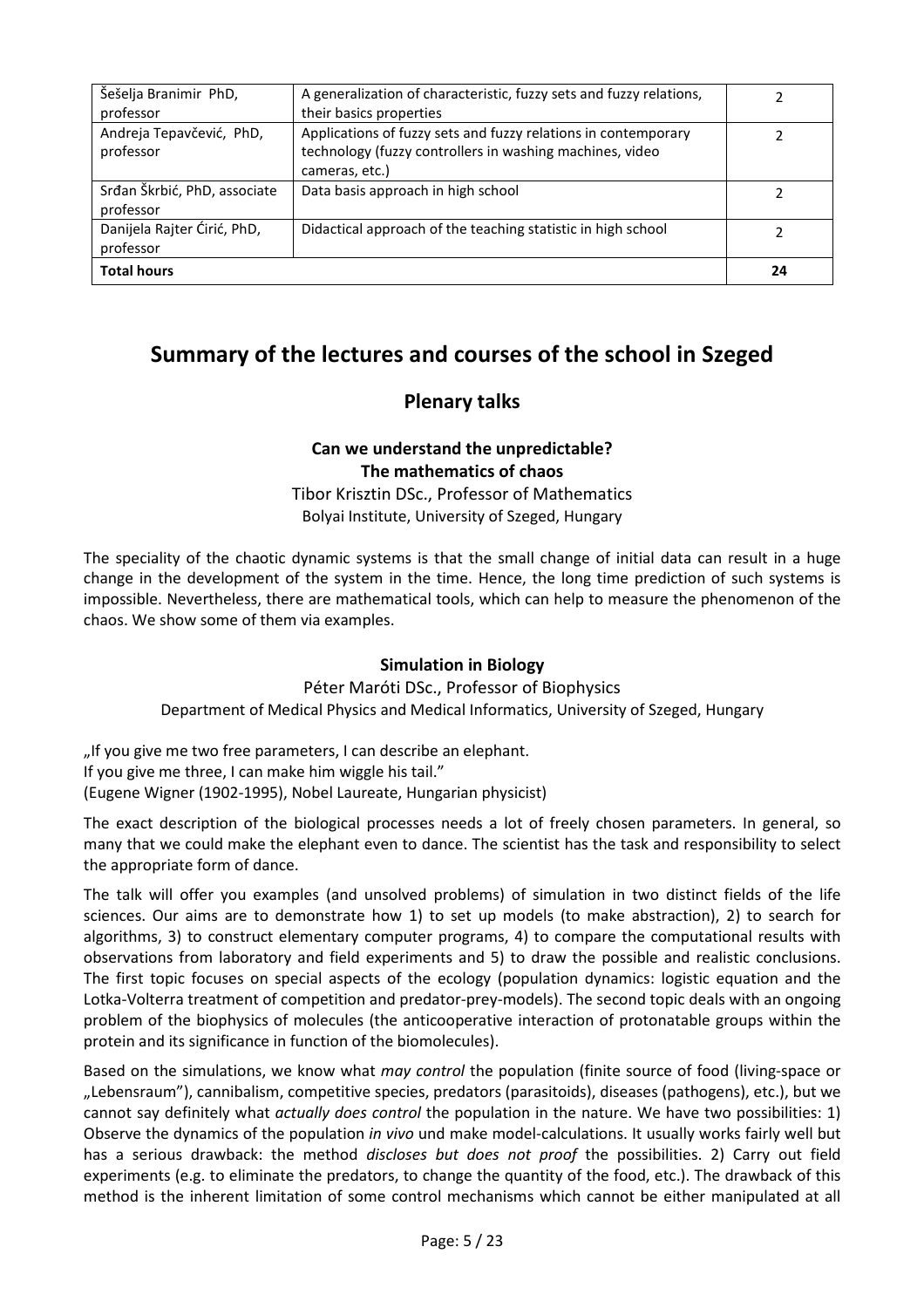| Šešelja Branimir PhD, professor | A generalization of characteristic, fuzzy sets and fuzzy relations, their basics properties | 2 |
|---|---|---|
| Andreja Tepavčević, PhD, professor | Applications of fuzzy sets and fuzzy relations in contemporary technology (fuzzy controllers in washing machines, video cameras, etc.) | 2 |
| Srđan Škrbić, PhD, associate professor | Data basis approach in high school | 2 |
| Danijela Rajter Ćirić, PhD, professor | Didactical approach of the teaching statistic in high school | 2 |
| **Total hours** | | **24** |

# Summary of the lectures and courses of the school in Szeged

## Plenary talks

### Can we understand the unpredictable? The mathematics of chaos

Tibor Krisztin DSc., Professor of Mathematics
Bolyai Institute, University of Szeged, Hungary

The speciality of the chaotic dynamic systems is that the small change of initial data can result in a huge change in the development of the system in the time. Hence, the long time prediction of such systems is impossible. Nevertheless, there are mathematical tools, which can help to measure the phenomenon of the chaos. We show some of them via examples.

### Simulation in Biology

Péter Maróti DSc., Professor of Biophysics
Department of Medical Physics and Medical Informatics, University of Szeged, Hungary

„If you give me two free parameters, I can describe an elephant.
If you give me three, I can make him wiggle his tail."
(Eugene Wigner (1902-1995), Nobel Laureate, Hungarian physicist)

The exact description of the biological processes needs a lot of freely chosen parameters. In general, so many that we could make the elephant even to dance. The scientist has the task and responsibility to select the appropriate form of dance.

The talk will offer you examples (and unsolved problems) of simulation in two distinct fields of the life sciences. Our aims are to demonstrate how 1) to set up models (to make abstraction), 2) to search for algorithms, 3) to construct elementary computer programs, 4) to compare the computational results with observations from laboratory and field experiments and 5) to draw the possible and realistic conclusions. The first topic focuses on special aspects of the ecology (population dynamics: logistic equation and the Lotka-Volterra treatment of competition and predator-prey-models). The second topic deals with an ongoing problem of the biophysics of molecules (the anticooperative interaction of protonatable groups within the protein and its significance in function of the biomolecules).

Based on the simulations, we know what *may control* the population (finite source of food (living-space or „Lebensraum"), cannibalism, competitive species, predators (parasitoids), diseases (pathogens), etc.), but we cannot say definitely what *actually does control* the population in the nature. We have two possibilities: 1) Observe the dynamics of the population *in vivo* und make model-calculations. It usually works fairly well but has a serious drawback: the method *discloses but does not proof* the possibilities. 2) Carry out field experiments (e.g. to eliminate the predators, to change the quantity of the food, etc.). The drawback of this method is the inherent limitation of some control mechanisms which cannot be either manipulated at all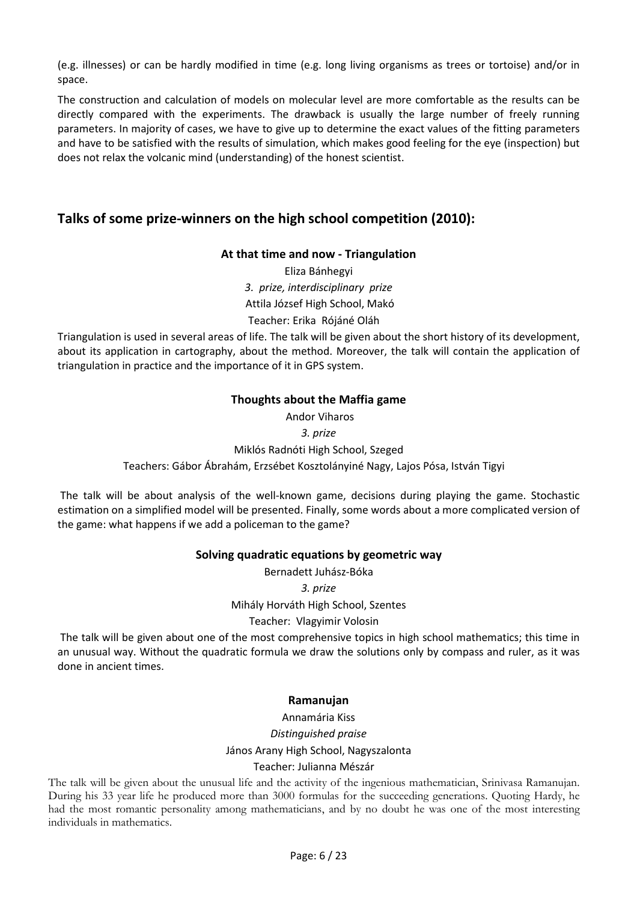(e.g. illnesses) or can be hardly modified in time (e.g. long living organisms as trees or tortoise) and/or in space.

The construction and calculation of models on molecular level are more comfortable as the results can be directly compared with the experiments. The drawback is usually the large number of freely running parameters. In majority of cases, we have to give up to determine the exact values of the fitting parameters and have to be satisfied with the results of simulation, which makes good feeling for the eye (inspection) but does not relax the volcanic mind (understanding) of the honest scientist.

## Talks of some prize-winners on the high school competition (2010):

### At that time and now - Triangulation

Eliza Bánhegyi

*3. prize, interdisciplinary prize*

Attila József High School, Makó

Teacher: Erika Rójáné Oláh

Triangulation is used in several areas of life. The talk will be given about the short history of its development, about its application in cartography, about the method. Moreover, the talk will contain the application of triangulation in practice and the importance of it in GPS system.

### Thoughts about the Maffia game

Andor Viharos

*3. prize*

Miklós Radnóti High School, Szeged

Teachers: Gábor Ábrahám, Erzsébet Kosztolányiné Nagy, Lajos Pósa, István Tigyi

The talk will be about analysis of the well-known game, decisions during playing the game. Stochastic estimation on a simplified model will be presented. Finally, some words about a more complicated version of the game: what happens if we add a policeman to the game?

### Solving quadratic equations by geometric way

Bernadett Juhász-Bóka

*3. prize*

Mihály Horváth High School, Szentes

Teacher: Vlagyimir Volosin

The talk will be given about one of the most comprehensive topics in high school mathematics; this time in an unusual way. Without the quadratic formula we draw the solutions only by compass and ruler, as it was done in ancient times.

### Ramanujan

Annamária Kiss

*Distinguished praise*

János Arany High School, Nagyszalonta

Teacher: Julianna Mészár

The talk will be given about the unusual life and the activity of the ingenious mathematician, Srinivasa Ramanujan. During his 33 year life he produced more than 3000 formulas for the succeeding generations. Quoting Hardy, he had the most romantic personality among mathematicians, and by no doubt he was one of the most interesting individuals in mathematics.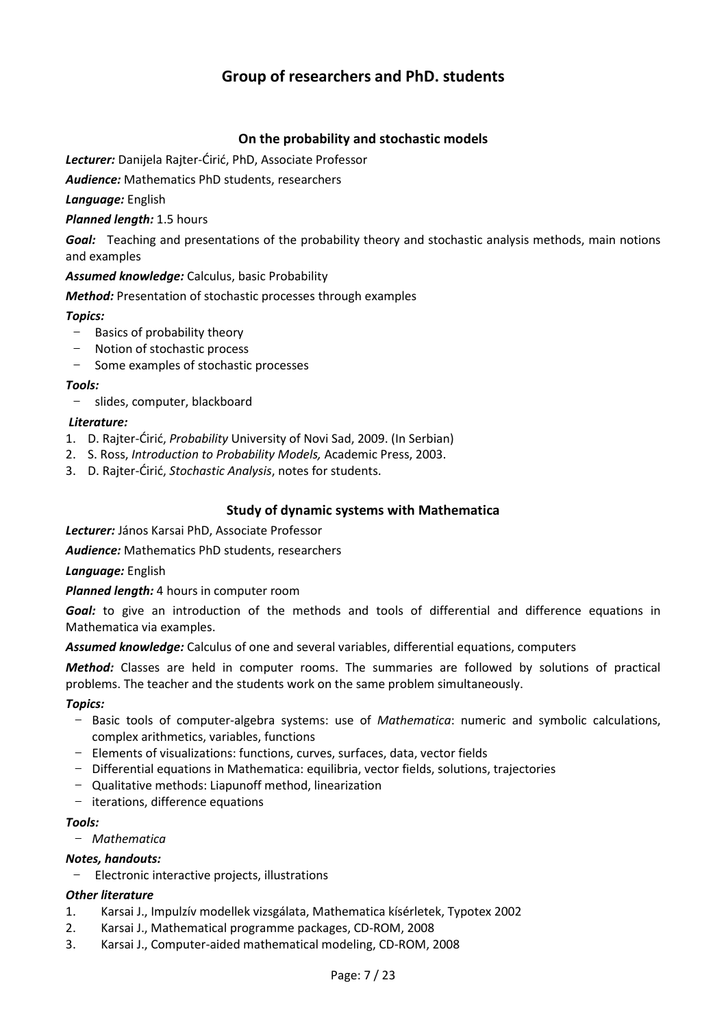# Group of researchers and PhD. students

## On the probability and stochastic models

***Lecturer:*** Danijela Rajter-Ćirić, PhD, Associate Professor

***Audience:*** Mathematics PhD students, researchers

***Language:*** English

***Planned length:*** 1.5 hours

***Goal:*** Teaching and presentations of the probability theory and stochastic analysis methods, main notions and examples

***Assumed knowledge:*** Calculus, basic Probability

***Method:*** Presentation of stochastic processes through examples

***Topics:***

- Basics of probability theory
- Notion of stochastic process
- Some examples of stochastic processes

***Tools:***

- slides, computer, blackboard

***Literature:***

1. D. Rajter-Ćirić, *Probability* University of Novi Sad, 2009. (In Serbian)
2. S. Ross, *Introduction to Probability Models,* Academic Press, 2003.
3. D. Rajter-Ćirić, *Stochastic Analysis*, notes for students.

## Study of dynamic systems with Mathematica

***Lecturer:*** János Karsai PhD, Associate Professor

***Audience:*** Mathematics PhD students, researchers

***Language:*** English

***Planned length:*** 4 hours in computer room

***Goal:*** to give an introduction of the methods and tools of differential and difference equations in Mathematica via examples.

***Assumed knowledge:*** Calculus of one and several variables, differential equations, computers

***Method:*** Classes are held in computer rooms. The summaries are followed by solutions of practical problems. The teacher and the students work on the same problem simultaneously.

***Topics:***

- Basic tools of computer-algebra systems: use of *Mathematica*: numeric and symbolic calculations, complex arithmetics, variables, functions
- Elements of visualizations: functions, curves, surfaces, data, vector fields
- Differential equations in Mathematica: equilibria, vector fields, solutions, trajectories
- Qualitative methods: Liapunoff method, linearization
- iterations, difference equations

***Tools:***

- *Mathematica*

***Notes, handouts:***

- Electronic interactive projects, illustrations

***Other literature***

1. Karsai J., Impulzív modellek vizsgálata, Mathematica kísérletek, Typotex 2002
2. Karsai J., Mathematical programme packages, CD-ROM, 2008
3. Karsai J., Computer-aided mathematical modeling, CD-ROM, 2008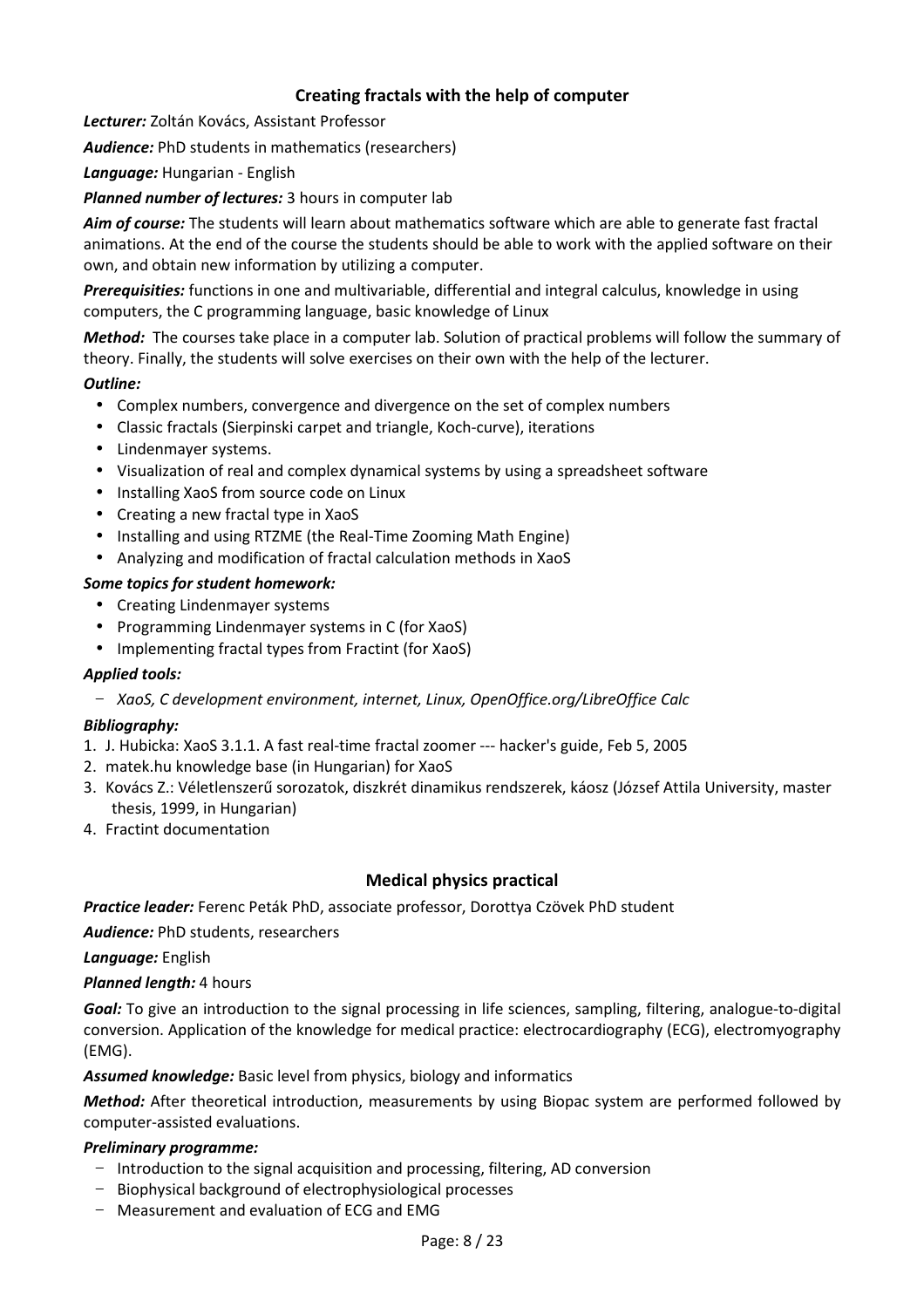## Creating fractals with the help of computer

***Lecturer:*** Zoltán Kovács, Assistant Professor

***Audience:*** PhD students in mathematics (researchers)

***Language:*** Hungarian - English

***Planned number of lectures:*** 3 hours in computer lab

***Aim of course:*** The students will learn about mathematics software which are able to generate fast fractal animations. At the end of the course the students should be able to work with the applied software on their own, and obtain new information by utilizing a computer.

***Prerequisities:*** functions in one and multivariable, differential and integral calculus, knowledge in using computers, the C programming language, basic knowledge of Linux

***Method:*** The courses take place in a computer lab. Solution of practical problems will follow the summary of theory. Finally, the students will solve exercises on their own with the help of the lecturer.

***Outline:***

- Complex numbers, convergence and divergence on the set of complex numbers
- Classic fractals (Sierpinski carpet and triangle, Koch-curve), iterations
- Lindenmayer systems.
- Visualization of real and complex dynamical systems by using a spreadsheet software
- Installing XaoS from source code on Linux
- Creating a new fractal type in XaoS
- Installing and using RTZME (the Real-Time Zooming Math Engine)
- Analyzing and modification of fractal calculation methods in XaoS

***Some topics for student homework:***

- Creating Lindenmayer systems
- Programming Lindenmayer systems in C (for XaoS)
- Implementing fractal types from Fractint (for XaoS)

***Applied tools:***

- *XaoS, C development environment, internet, Linux, OpenOffice.org/LibreOffice Calc*

***Bibliography:***

1. J. Hubicka: XaoS 3.1.1. A fast real-time fractal zoomer --- hacker's guide, Feb 5, 2005
2. matek.hu knowledge base (in Hungarian) for XaoS
3. Kovács Z.: Véletlenszerű sorozatok, diszkrét dinamikus rendszerek, káosz (József Attila University, master thesis, 1999, in Hungarian)
4. Fractint documentation

## Medical physics practical

***Practice leader:*** Ferenc Peták PhD, associate professor, Dorottya Czövek PhD student

***Audience:*** PhD students, researchers

***Language:*** English

***Planned length:*** 4 hours

***Goal:*** To give an introduction to the signal processing in life sciences, sampling, filtering, analogue-to-digital conversion. Application of the knowledge for medical practice: electrocardiography (ECG), electromyography (EMG).

***Assumed knowledge:*** Basic level from physics, biology and informatics

***Method:*** After theoretical introduction, measurements by using Biopac system are performed followed by computer-assisted evaluations.

***Preliminary programme:***

- Introduction to the signal acquisition and processing, filtering, AD conversion
- Biophysical background of electrophysiological processes
- Measurement and evaluation of ECG and EMG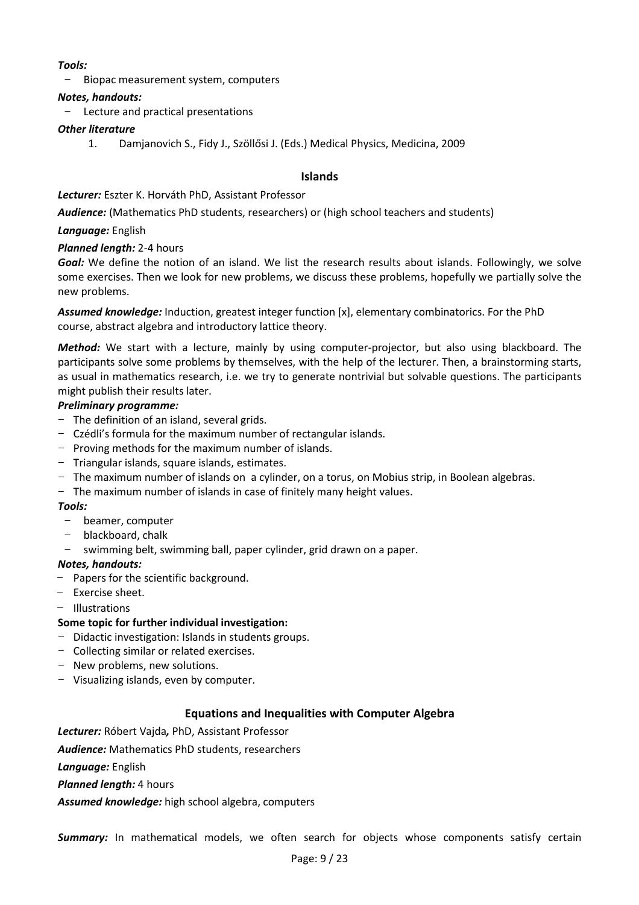***Tools:***

- Biopac measurement system, computers

***Notes, handouts:***

- Lecture and practical presentations

***Other literature***

1. Damjanovich S., Fidy J., Szöllősi J. (Eds.) Medical Physics, Medicina, 2009

## Islands

***Lecturer:*** Eszter K. Horváth PhD, Assistant Professor

***Audience:*** (Mathematics PhD students, researchers) or (high school teachers and students)

***Language:*** English

***Planned length:*** 2-4 hours

***Goal:*** We define the notion of an island. We list the research results about islands. Followingly, we solve some exercises. Then we look for new problems, we discuss these problems, hopefully we partially solve the new problems.

***Assumed knowledge:*** Induction, greatest integer function [x], elementary combinatorics. For the PhD course, abstract algebra and introductory lattice theory.

***Method:*** We start with a lecture, mainly by using computer-projector, but also using blackboard. The participants solve some problems by themselves, with the help of the lecturer. Then, a brainstorming starts, as usual in mathematics research, i.e. we try to generate nontrivial but solvable questions. The participants might publish their results later.

***Preliminary programme:***

- The definition of an island, several grids.
- Czédli's formula for the maximum number of rectangular islands.
- Proving methods for the maximum number of islands.
- Triangular islands, square islands, estimates.
- The maximum number of islands on a cylinder, on a torus, on Mobius strip, in Boolean algebras.
- The maximum number of islands in case of finitely many height values.

***Tools:***

- beamer, computer
- blackboard, chalk
- swimming belt, swimming ball, paper cylinder, grid drawn on a paper.

***Notes, handouts:***

- Papers for the scientific background.
- Exercise sheet.
- Illustrations

**Some topic for further individual investigation:**

- Didactic investigation: Islands in students groups.
- Collecting similar or related exercises.
- New problems, new solutions.
- Visualizing islands, even by computer.

## Equations and Inequalities with Computer Algebra

***Lecturer:*** Róbert Vajda***,*** PhD, Assistant Professor

***Audience:*** Mathematics PhD students, researchers

***Language:*** English

***Planned length:*** 4 hours

***Assumed knowledge:*** high school algebra, computers

***Summary:*** In mathematical models, we often search for objects whose components satisfy certain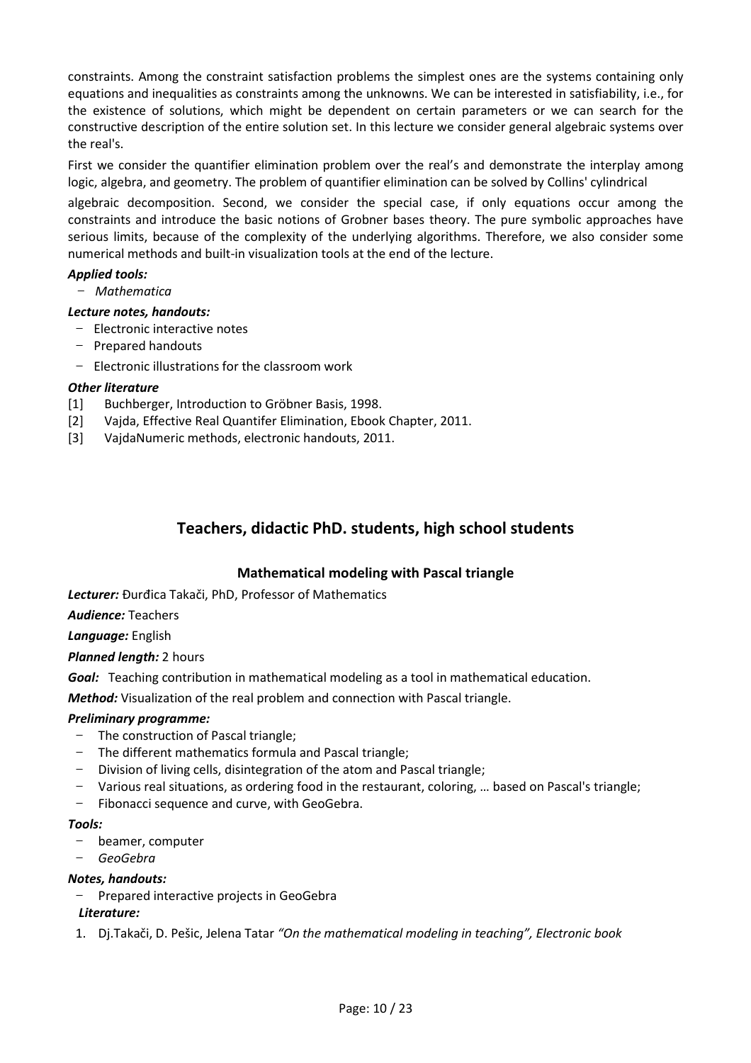constraints. Among the constraint satisfaction problems the simplest ones are the systems containing only equations and inequalities as constraints among the unknowns. We can be interested in satisfiability, i.e., for the existence of solutions, which might be dependent on certain parameters or we can search for the constructive description of the entire solution set. In this lecture we consider general algebraic systems over the real's.

First we consider the quantifier elimination problem over the real's and demonstrate the interplay among logic, algebra, and geometry. The problem of quantifier elimination can be solved by Collins' cylindrical algebraic decomposition. Second, we consider the special case, if only equations occur among the constraints and introduce the basic notions of Grobner bases theory. The pure symbolic approaches have serious limits, because of the complexity of the underlying algorithms. Therefore, we also consider some numerical methods and built-in visualization tools at the end of the lecture.

***Applied tools:***

- *Mathematica*

***Lecture notes, handouts:***

- Electronic interactive notes
- Prepared handouts
- Electronic illustrations for the classroom work

***Other literature***

[1] Buchberger, Introduction to Gröbner Basis, 1998.
[2] Vajda, Effective Real Quantifer Elimination, Ebook Chapter, 2011.
[3] VajdaNumeric methods, electronic handouts, 2011.

## Teachers, didactic PhD. students, high school students

### Mathematical modeling with Pascal triangle

***Lecturer:*** Đurđica Takači, PhD, Professor of Mathematics

***Audience:*** Teachers

***Language:*** English

***Planned length:*** 2 hours

***Goal:*** Teaching contribution in mathematical modeling as a tool in mathematical education.

***Method:*** Visualization of the real problem and connection with Pascal triangle.

***Preliminary programme:***

- The construction of Pascal triangle;
- The different mathematics formula and Pascal triangle;
- Division of living cells, disintegration of the atom and Pascal triangle;
- Various real situations, as ordering food in the restaurant, coloring, … based on Pascal's triangle;
- Fibonacci sequence and curve, with GeoGebra.

***Tools:***

- beamer, computer
- *GeoGebra*

***Notes, handouts:***

- Prepared interactive projects in GeoGebra

***Literature:***

1. Dj.Takači, D. Pešic, Jelena Tatar *"On the mathematical modeling in teaching", Electronic book*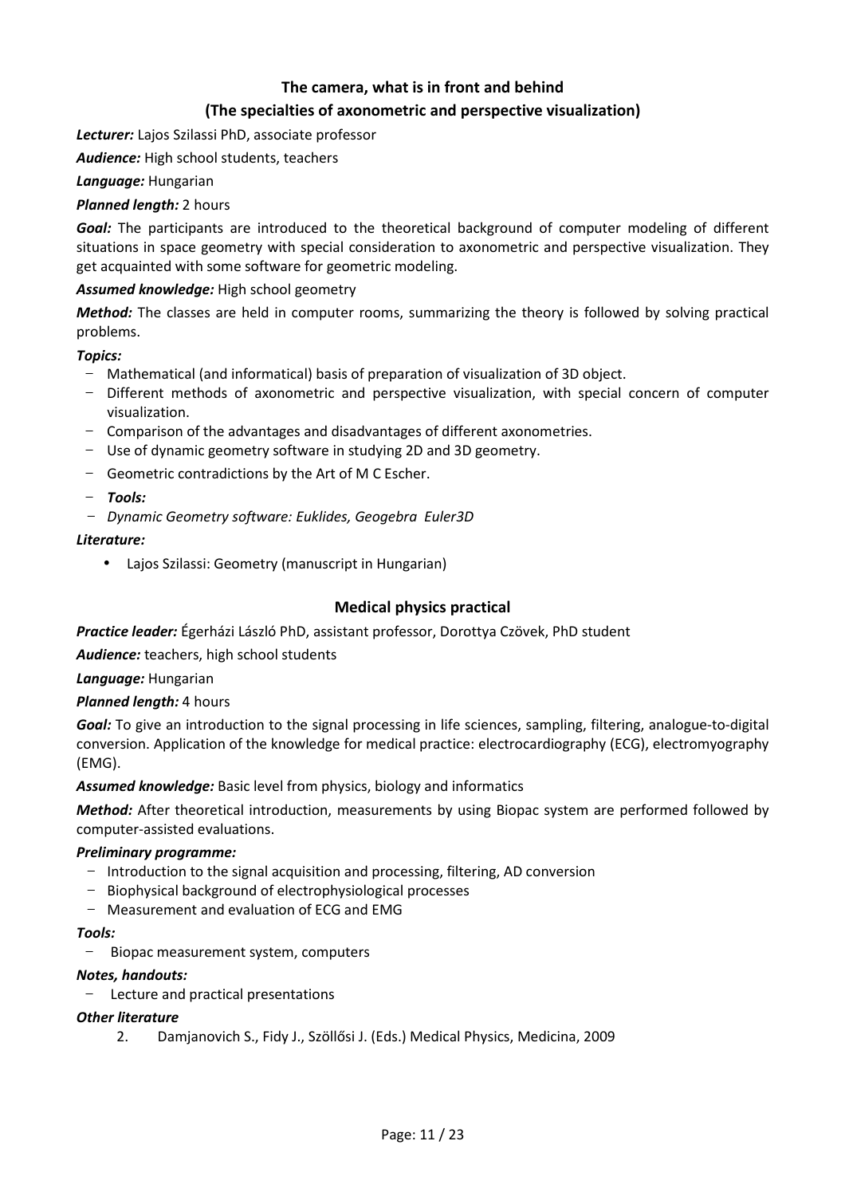## The camera, what is in front and behind
## (The specialties of axonometric and perspective visualization)

***Lecturer:*** Lajos Szilassi PhD, associate professor

***Audience:*** High school students, teachers

***Language:*** Hungarian

***Planned length:*** 2 hours

***Goal:*** The participants are introduced to the theoretical background of computer modeling of different situations in space geometry with special consideration to axonometric and perspective visualization. They get acquainted with some software for geometric modeling.

***Assumed knowledge:*** High school geometry

***Method:*** The classes are held in computer rooms, summarizing the theory is followed by solving practical problems.

***Topics:***

- Mathematical (and informatical) basis of preparation of visualization of 3D object.
- Different methods of axonometric and perspective visualization, with special concern of computer visualization.
- Comparison of the advantages and disadvantages of different axonometries.
- Use of dynamic geometry software in studying 2D and 3D geometry.
- Geometric contradictions by the Art of M C Escher.
- ***Tools:***
- *Dynamic Geometry software: Euklides, Geogebra Euler3D*

***Literature:***

- Lajos Szilassi: Geometry (manuscript in Hungarian)

## Medical physics practical

***Practice leader:*** Égerházi László PhD, assistant professor, Dorottya Czövek, PhD student

***Audience:*** teachers, high school students

***Language:*** Hungarian

***Planned length:*** 4 hours

***Goal:*** To give an introduction to the signal processing in life sciences, sampling, filtering, analogue-to-digital conversion. Application of the knowledge for medical practice: electrocardiography (ECG), electromyography (EMG).

***Assumed knowledge:*** Basic level from physics, biology and informatics

***Method:*** After theoretical introduction, measurements by using Biopac system are performed followed by computer-assisted evaluations.

***Preliminary programme:***

- Introduction to the signal acquisition and processing, filtering, AD conversion
- Biophysical background of electrophysiological processes
- Measurement and evaluation of ECG and EMG

***Tools:***

- Biopac measurement system, computers

***Notes, handouts:***

- Lecture and practical presentations

***Other literature***

2. Damjanovich S., Fidy J., Szöllősi J. (Eds.) Medical Physics, Medicina, 2009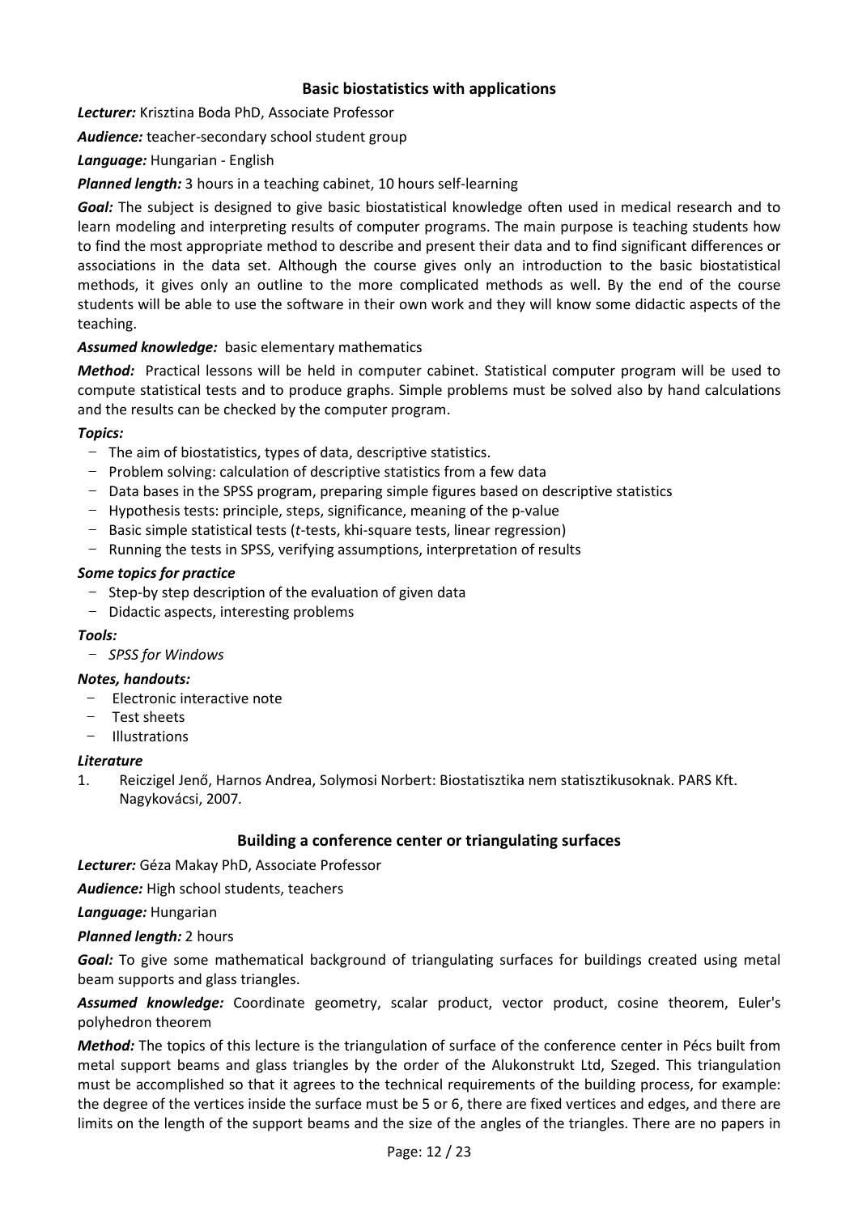### Basic biostatistics with applications

***Lecturer:*** Krisztina Boda PhD, Associate Professor

***Audience:*** teacher-secondary school student group

***Language:*** Hungarian - English

***Planned length:*** 3 hours in a teaching cabinet, 10 hours self-learning

***Goal:*** The subject is designed to give basic biostatistical knowledge often used in medical research and to learn modeling and interpreting results of computer programs. The main purpose is teaching students how to find the most appropriate method to describe and present their data and to find significant differences or associations in the data set. Although the course gives only an introduction to the basic biostatistical methods, it gives only an outline to the more complicated methods as well. By the end of the course students will be able to use the software in their own work and they will know some didactic aspects of the teaching.

***Assumed knowledge:*** basic elementary mathematics

***Method:*** Practical lessons will be held in computer cabinet. Statistical computer program will be used to compute statistical tests and to produce graphs. Simple problems must be solved also by hand calculations and the results can be checked by the computer program.

***Topics:***

- The aim of biostatistics, types of data, descriptive statistics.
- Problem solving: calculation of descriptive statistics from a few data
- Data bases in the SPSS program, preparing simple figures based on descriptive statistics
- Hypothesis tests: principle, steps, significance, meaning of the p-value
- Basic simple statistical tests (*t*-tests, khi-square tests, linear regression)
- Running the tests in SPSS, verifying assumptions, interpretation of results

***Some topics for practice***

- Step-by step description of the evaluation of given data
- Didactic aspects, interesting problems

***Tools:***

- *SPSS for Windows*

***Notes, handouts:***

- Electronic interactive note
- Test sheets
- Illustrations

***Literature***

1. Reiczigel Jenő, Harnos Andrea, Solymosi Norbert: Biostatisztika nem statisztikusoknak. PARS Kft. Nagykovácsi, 2007*.*

### Building a conference center or triangulating surfaces

***Lecturer:*** Géza Makay PhD, Associate Professor

***Audience:*** High school students, teachers

***Language:*** Hungarian

***Planned length:*** 2 hours

***Goal:*** To give some mathematical background of triangulating surfaces for buildings created using metal beam supports and glass triangles.

***Assumed knowledge:*** Coordinate geometry, scalar product, vector product, cosine theorem, Euler's polyhedron theorem

***Method:*** The topics of this lecture is the triangulation of surface of the conference center in Pécs built from metal support beams and glass triangles by the order of the Alukonstrukt Ltd, Szeged. This triangulation must be accomplished so that it agrees to the technical requirements of the building process, for example: the degree of the vertices inside the surface must be 5 or 6, there are fixed vertices and edges, and there are limits on the length of the support beams and the size of the angles of the triangles. There are no papers in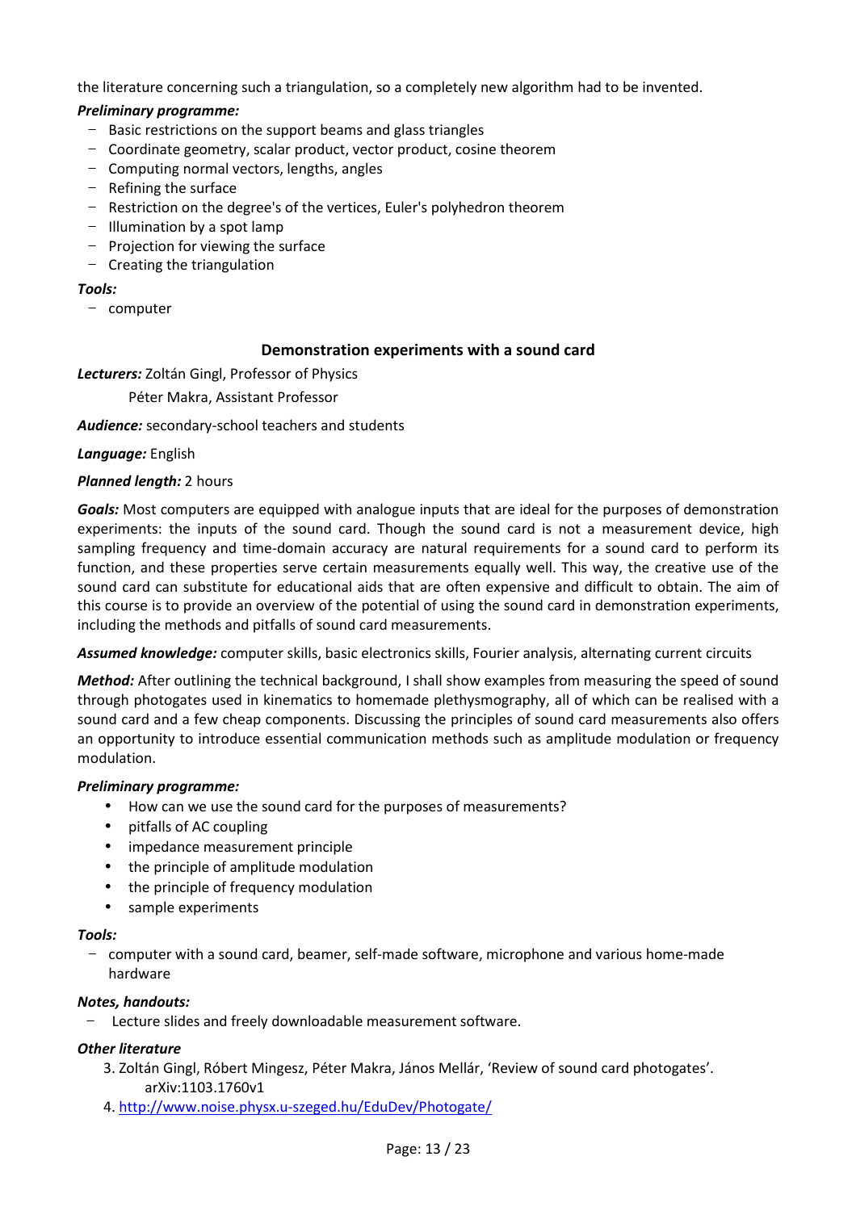the literature concerning such a triangulation, so a completely new algorithm had to be invented.

***Preliminary programme:***

- Basic restrictions on the support beams and glass triangles
- Coordinate geometry, scalar product, vector product, cosine theorem
- Computing normal vectors, lengths, angles
- Refining the surface
- Restriction on the degree's of the vertices, Euler's polyhedron theorem
- Illumination by a spot lamp
- Projection for viewing the surface
- Creating the triangulation

***Tools:***

- computer

## Demonstration experiments with a sound card

***Lecturers:*** Zoltán Gingl, Professor of Physics

Péter Makra, Assistant Professor

***Audience:*** secondary-school teachers and students

***Language:*** English

***Planned length:*** 2 hours

***Goals:*** Most computers are equipped with analogue inputs that are ideal for the purposes of demonstration experiments: the inputs of the sound card. Though the sound card is not a measurement device, high sampling frequency and time-domain accuracy are natural requirements for a sound card to perform its function, and these properties serve certain measurements equally well. This way, the creative use of the sound card can substitute for educational aids that are often expensive and difficult to obtain. The aim of this course is to provide an overview of the potential of using the sound card in demonstration experiments, including the methods and pitfalls of sound card measurements.

***Assumed knowledge:*** computer skills, basic electronics skills, Fourier analysis, alternating current circuits

***Method:*** After outlining the technical background, I shall show examples from measuring the speed of sound through photogates used in kinematics to homemade plethysmography, all of which can be realised with a sound card and a few cheap components. Discussing the principles of sound card measurements also offers an opportunity to introduce essential communication methods such as amplitude modulation or frequency modulation.

***Preliminary programme:***

- How can we use the sound card for the purposes of measurements?
- pitfalls of AC coupling
- impedance measurement principle
- the principle of amplitude modulation
- the principle of frequency modulation
- sample experiments

***Tools:***

- computer with a sound card, beamer, self-made software, microphone and various home-made hardware

***Notes, handouts:***

- Lecture slides and freely downloadable measurement software.

***Other literature***

3. Zoltán Gingl, Róbert Mingesz, Péter Makra, János Mellár, 'Review of sound card photogates'. arXiv:1103.1760v1
4. http://www.noise.physx.u-szeged.hu/EduDev/Photogate/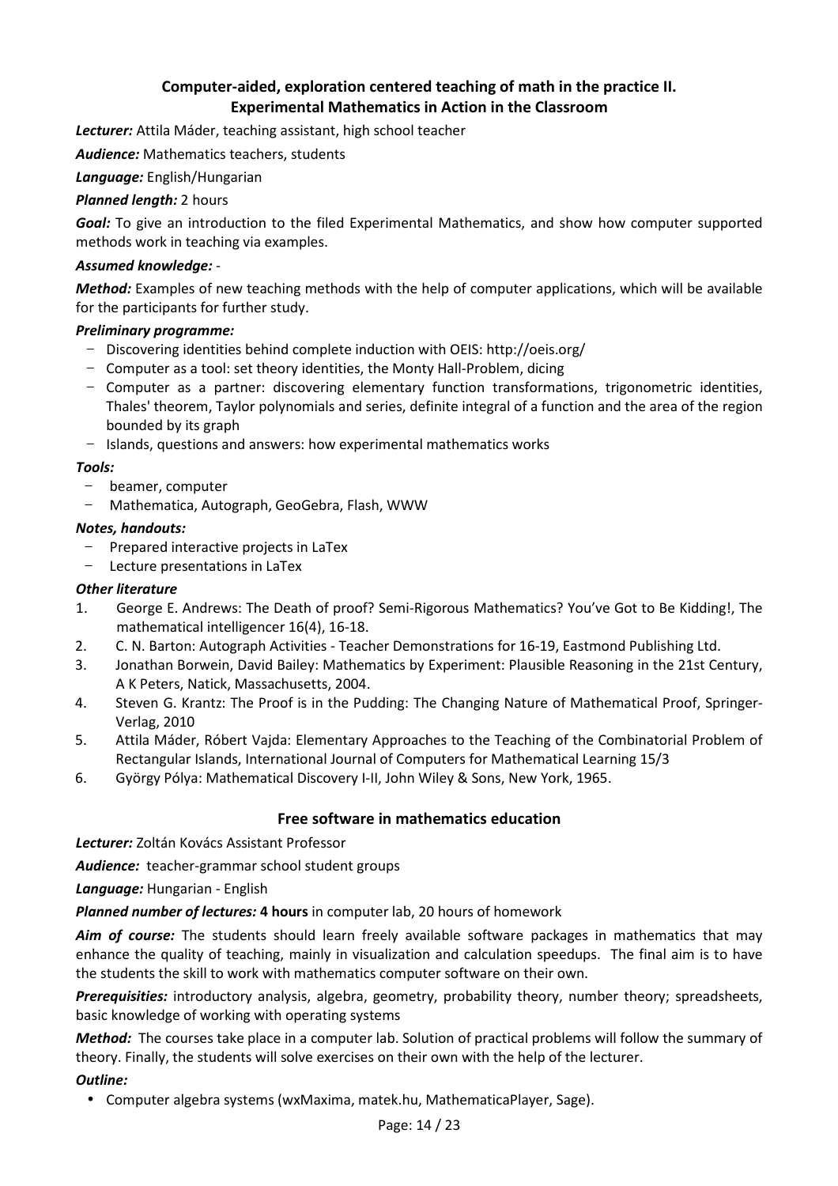## Computer-aided, exploration centered teaching of math in the practice II.
## Experimental Mathematics in Action in the Classroom

***Lecturer:*** Attila Máder, teaching assistant, high school teacher

***Audience:*** Mathematics teachers, students

***Language:*** English/Hungarian

***Planned length:*** 2 hours

***Goal:*** To give an introduction to the filed Experimental Mathematics, and show how computer supported methods work in teaching via examples.

***Assumed knowledge:*** -

***Method:*** Examples of new teaching methods with the help of computer applications, which will be available for the participants for further study.

***Preliminary programme:***

- Discovering identities behind complete induction with OEIS: http://oeis.org/
- Computer as a tool: set theory identities, the Monty Hall-Problem, dicing
- Computer as a partner: discovering elementary function transformations, trigonometric identities, Thales' theorem, Taylor polynomials and series, definite integral of a function and the area of the region bounded by its graph
- Islands, questions and answers: how experimental mathematics works

***Tools:***

- beamer, computer
- Mathematica, Autograph, GeoGebra, Flash, WWW

***Notes, handouts:***

- Prepared interactive projects in LaTex
- Lecture presentations in LaTex

***Other literature***

1. George E. Andrews: The Death of proof? Semi-Rigorous Mathematics? You've Got to Be Kidding!, The mathematical intelligencer 16(4), 16-18.
2. C. N. Barton: Autograph Activities - Teacher Demonstrations for 16-19, Eastmond Publishing Ltd.
3. Jonathan Borwein, David Bailey: Mathematics by Experiment: Plausible Reasoning in the 21st Century, A K Peters, Natick, Massachusetts, 2004.
4. Steven G. Krantz: The Proof is in the Pudding: The Changing Nature of Mathematical Proof, Springer-Verlag, 2010
5. Attila Máder, Róbert Vajda: Elementary Approaches to the Teaching of the Combinatorial Problem of Rectangular Islands, International Journal of Computers for Mathematical Learning 15/3
6. György Pólya: Mathematical Discovery I-II, John Wiley & Sons, New York, 1965.

## Free software in mathematics education

***Lecturer:*** Zoltán Kovács Assistant Professor

***Audience:*** teacher-grammar school student groups

***Language:*** Hungarian - English

***Planned number of lectures:*** **4 hours** in computer lab, 20 hours of homework

***Aim of course:*** The students should learn freely available software packages in mathematics that may enhance the quality of teaching, mainly in visualization and calculation speedups. The final aim is to have the students the skill to work with mathematics computer software on their own.

***Prerequisities:*** introductory analysis, algebra, geometry, probability theory, number theory; spreadsheets, basic knowledge of working with operating systems

***Method:*** The courses take place in a computer lab. Solution of practical problems will follow the summary of theory. Finally, the students will solve exercises on their own with the help of the lecturer.

***Outline:***

- Computer algebra systems (wxMaxima, matek.hu, MathematicaPlayer, Sage).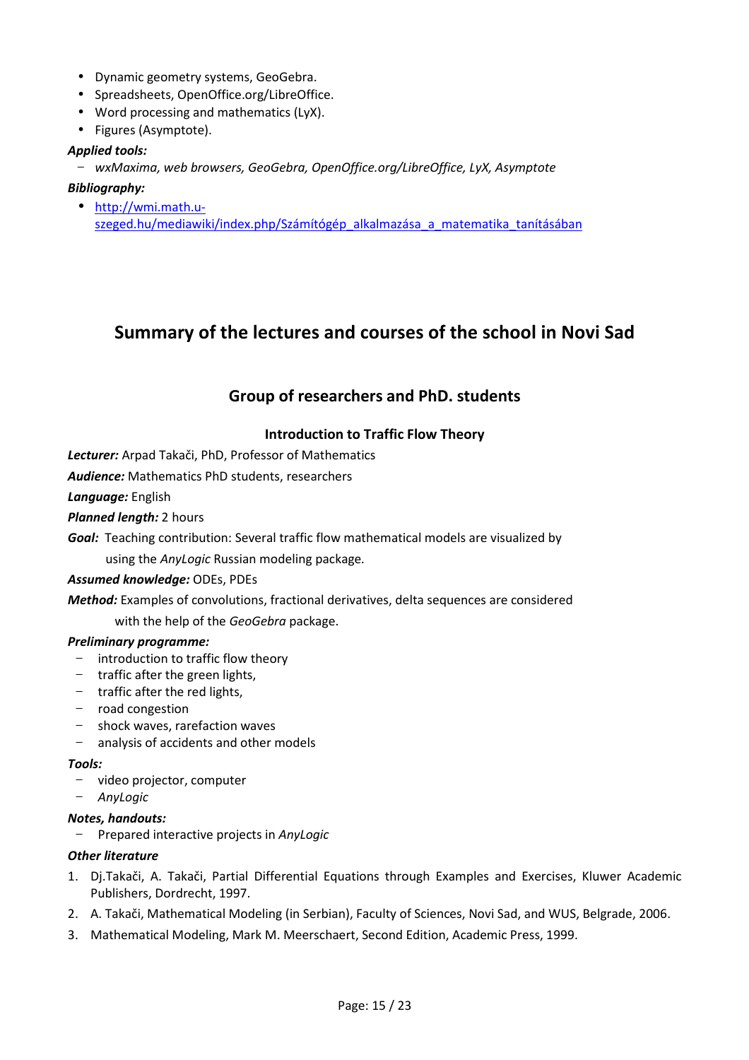- Dynamic geometry systems, GeoGebra.
- Spreadsheets, OpenOffice.org/LibreOffice.
- Word processing and mathematics (LyX).
- Figures (Asymptote).

***Applied tools:***

- *wxMaxima, web browsers, GeoGebra, OpenOffice.org/LibreOffice, LyX, Asymptote*

***Bibliography:***

- [http://wmi.math.u-szeged.hu/mediawiki/index.php/Számítógép_alkalmazása_a_matematika_tanításában](http://wmi.math.u-szeged.hu/mediawiki/index.php/Számítógép_alkalmazása_a_matematika_tanításában)

# Summary of the lectures and courses of the school in Novi Sad

## Group of researchers and PhD. students

### Introduction to Traffic Flow Theory

***Lecturer:*** Arpad Takači, PhD, Professor of Mathematics

***Audience:*** Mathematics PhD students, researchers

***Language:*** English

***Planned length:*** 2 hours

***Goal:*** Teaching contribution: Several traffic flow mathematical models are visualized by using the *AnyLogic* Russian modeling package.

***Assumed knowledge:*** ODEs, PDEs

***Method:*** Examples of convolutions, fractional derivatives, delta sequences are considered with the help of the *GeoGebra* package.

***Preliminary programme:***

- introduction to traffic flow theory
- traffic after the green lights,
- traffic after the red lights,
- road congestion
- shock waves, rarefaction waves
- analysis of accidents and other models

***Tools:***

- video projector, computer
- *AnyLogic*

***Notes, handouts:***

- Prepared interactive projects in *AnyLogic*

***Other literature***

1. Dj.Takači, A. Takači, Partial Differential Equations through Examples and Exercises, Kluwer Academic Publishers, Dordrecht, 1997.
2. A. Takači, Mathematical Modeling (in Serbian), Faculty of Sciences, Novi Sad, and WUS, Belgrade, 2006.
3. Mathematical Modeling, Mark M. Meerschaert, Second Edition, Academic Press, 1999.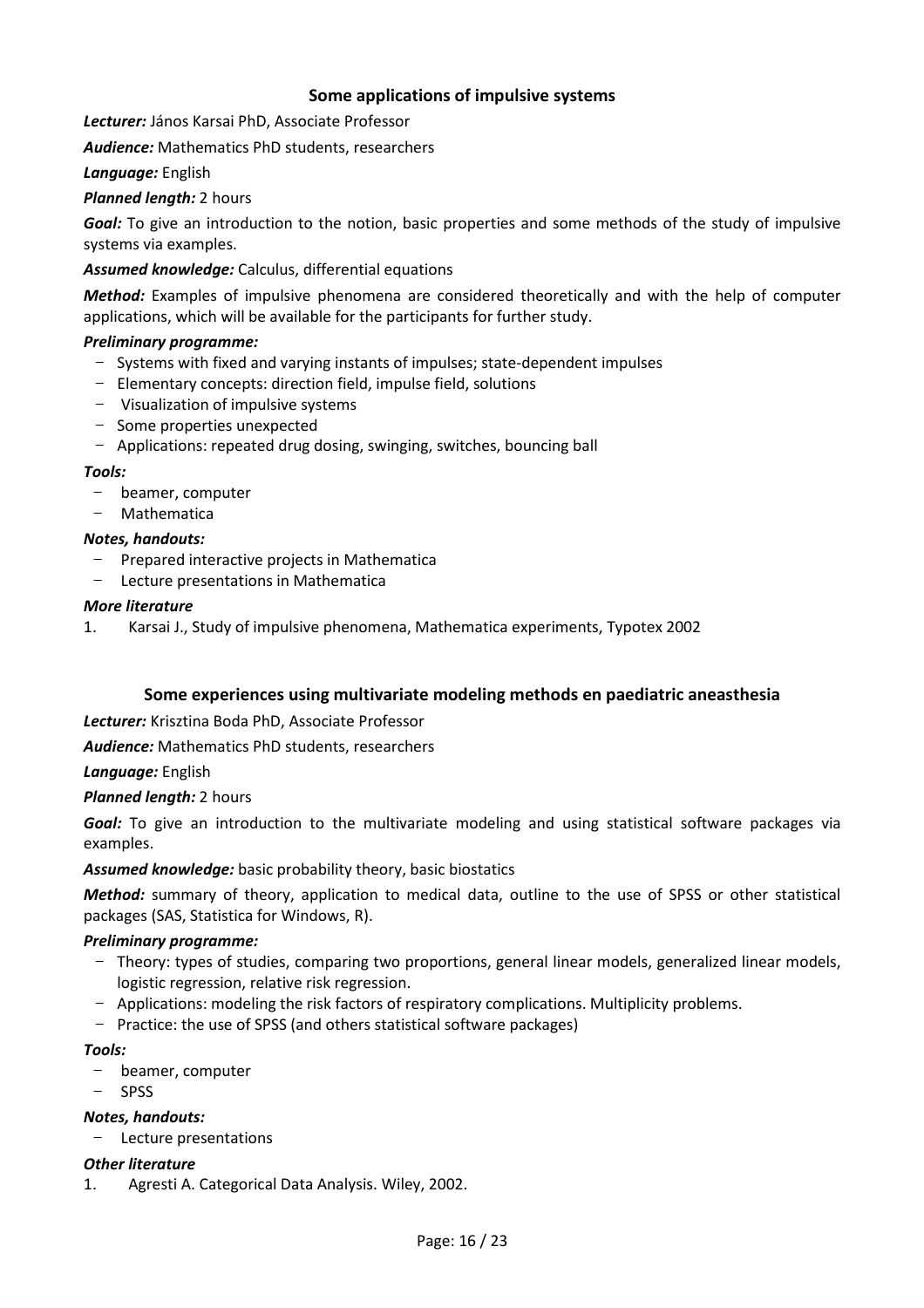### Some applications of impulsive systems

***Lecturer:*** János Karsai PhD, Associate Professor

***Audience:*** Mathematics PhD students, researchers

***Language:*** English

***Planned length:*** 2 hours

***Goal:*** To give an introduction to the notion, basic properties and some methods of the study of impulsive systems via examples.

***Assumed knowledge:*** Calculus, differential equations

***Method:*** Examples of impulsive phenomena are considered theoretically and with the help of computer applications, which will be available for the participants for further study.

***Preliminary programme:***

- Systems with fixed and varying instants of impulses; state-dependent impulses
- Elementary concepts: direction field, impulse field, solutions
- Visualization of impulsive systems
- Some properties unexpected
- Applications: repeated drug dosing, swinging, switches, bouncing ball

***Tools:***

- beamer, computer
- Mathematica

***Notes, handouts:***

- Prepared interactive projects in Mathematica
- Lecture presentations in Mathematica

***More literature***

1. Karsai J., Study of impulsive phenomena, Mathematica experiments, Typotex 2002

### Some experiences using multivariate modeling methods en paediatric aneasthesia

***Lecturer:*** Krisztina Boda PhD, Associate Professor

***Audience:*** Mathematics PhD students, researchers

***Language:*** English

***Planned length:*** 2 hours

***Goal:*** To give an introduction to the multivariate modeling and using statistical software packages via examples.

***Assumed knowledge:*** basic probability theory, basic biostatics

***Method:*** summary of theory, application to medical data, outline to the use of SPSS or other statistical packages (SAS, Statistica for Windows, R).

***Preliminary programme:***

- Theory: types of studies, comparing two proportions, general linear models, generalized linear models, logistic regression, relative risk regression.
- Applications: modeling the risk factors of respiratory complications. Multiplicity problems.
- Practice: the use of SPSS (and others statistical software packages)

***Tools:***

- beamer, computer
- SPSS

***Notes, handouts:***

- Lecture presentations

***Other literature***

1. Agresti A. Categorical Data Analysis. Wiley, 2002.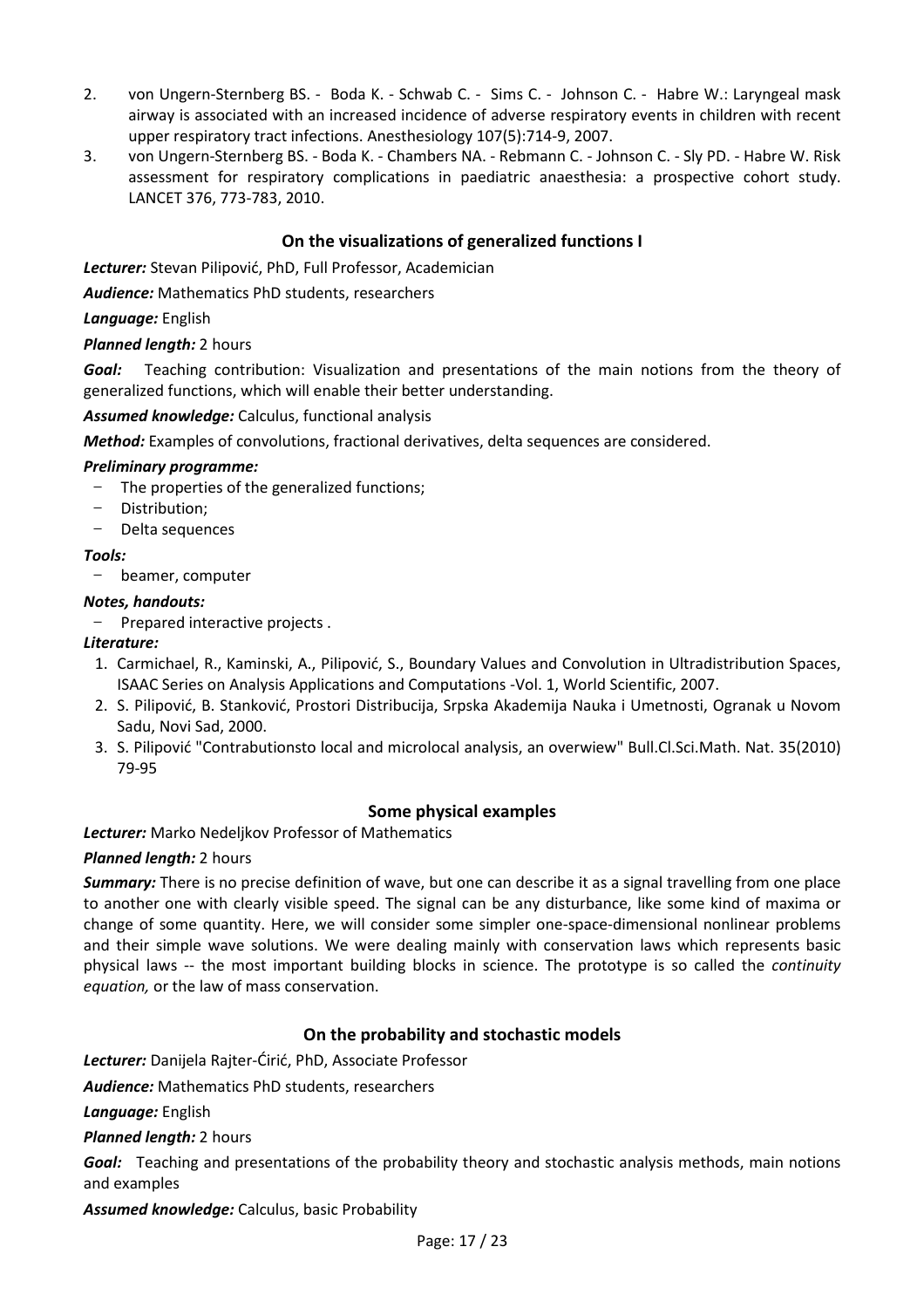2. von Ungern-Sternberg BS. - Boda K. - Schwab C. - Sims C. - Johnson C. - Habre W.: Laryngeal mask airway is associated with an increased incidence of adverse respiratory events in children with recent upper respiratory tract infections. Anesthesiology 107(5):714-9, 2007.
3. von Ungern-Sternberg BS. - Boda K. - Chambers NA. - Rebmann C. - Johnson C. - Sly PD. - Habre W. Risk assessment for respiratory complications in paediatric anaesthesia: a prospective cohort study. LANCET 376, 773-783, 2010.

### On the visualizations of generalized functions I

***Lecturer:*** Stevan Pilipović, PhD, Full Professor, Academician

***Audience:*** Mathematics PhD students, researchers

***Language:*** English

***Planned length:*** 2 hours

***Goal:*** Teaching contribution: Visualization and presentations of the main notions from the theory of generalized functions, which will enable their better understanding.

***Assumed knowledge:*** Calculus, functional analysis

***Method:*** Examples of convolutions, fractional derivatives, delta sequences are considered.

***Preliminary programme:***

- The properties of the generalized functions;
- Distribution;
- Delta sequences

***Tools:***

- beamer, computer

***Notes, handouts:***

- Prepared interactive projects .

***Literature:***

1. Carmichael, R., Kaminski, A., Pilipović, S., Boundary Values and Convolution in Ultradistribution Spaces, ISAAC Series on Analysis Applications and Computations -Vol. 1, World Scientific, 2007.
2. S. Pilipović, B. Stanković, Prostori Distribucija, Srpska Akademija Nauka i Umetnosti, Ogranak u Novom Sadu, Novi Sad, 2000.
3. S. Pilipović "Contrabutionsto local and microlocal analysis, an overwiew" Bull.Cl.Sci.Math. Nat. 35(2010) 79-95

### Some physical examples

***Lecturer:*** Marko Nedeljkov Professor of Mathematics

***Planned length:*** 2 hours

***Summary:*** There is no precise definition of wave, but one can describe it as a signal travelling from one place to another one with clearly visible speed. The signal can be any disturbance, like some kind of maxima or change of some quantity. Here, we will consider some simpler one-space-dimensional nonlinear problems and their simple wave solutions. We were dealing mainly with conservation laws which represents basic physical laws -- the most important building blocks in science. The prototype is so called the *continuity equation,* or the law of mass conservation.

### On the probability and stochastic models

***Lecturer:*** Danijela Rajter-Ćirić, PhD, Associate Professor

***Audience:*** Mathematics PhD students, researchers

***Language:*** English

***Planned length:*** 2 hours

***Goal:*** Teaching and presentations of the probability theory and stochastic analysis methods, main notions and examples

***Assumed knowledge:*** Calculus, basic Probability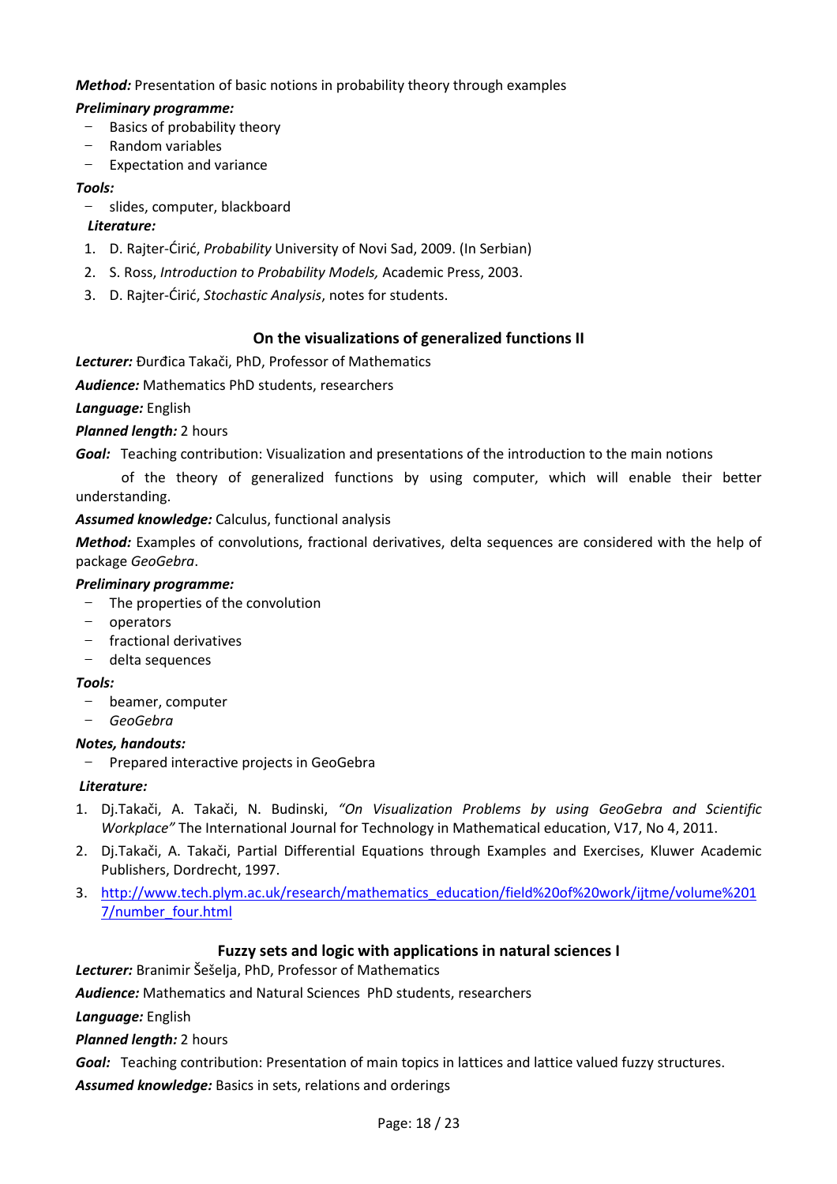***Method:*** Presentation of basic notions in probability theory through examples

***Preliminary programme:***

- Basics of probability theory
- Random variables
- Expectation and variance

***Tools:***

- slides, computer, blackboard

***Literature:***

1. D. Rajter-Ćirić, *Probability* University of Novi Sad, 2009. (In Serbian)
2. S. Ross, *Introduction to Probability Models,* Academic Press, 2003.
3. D. Rajter-Ćirić, *Stochastic Analysis*, notes for students.

## On the visualizations of generalized functions II

***Lecturer:*** Đurđica Takači, PhD, Professor of Mathematics

***Audience:*** Mathematics PhD students, researchers

***Language:*** English

***Planned length:*** 2 hours

***Goal:*** Teaching contribution: Visualization and presentations of the introduction to the main notions of the theory of generalized functions by using computer, which will enable their better understanding.

***Assumed knowledge:*** Calculus, functional analysis

***Method:*** Examples of convolutions, fractional derivatives, delta sequences are considered with the help of package *GeoGebra*.

***Preliminary programme:***

- The properties of the convolution
- operators
- fractional derivatives
- delta sequences

***Tools:***

- beamer, computer
- *GeoGebra*

***Notes, handouts:***

- Prepared interactive projects in GeoGebra

***Literature:***

1. Dj.Takači, A. Takači, N. Budinski, *"On Visualization Problems by using GeoGebra and Scientific Workplace"* The International Journal for Technology in Mathematical education, V17, No 4, 2011.
2. Dj.Takači, A. Takači, Partial Differential Equations through Examples and Exercises, Kluwer Academic Publishers, Dordrecht, 1997.
3. http://www.tech.plym.ac.uk/research/mathematics_education/field%20of%20work/ijtme/volume%2017/number_four.html

## Fuzzy sets and logic with applications in natural sciences I

***Lecturer:*** Branimir Šešelja, PhD, Professor of Mathematics

***Audience:*** Mathematics and Natural Sciences PhD students, researchers

***Language:*** English

***Planned length:*** 2 hours

***Goal:*** Teaching contribution: Presentation of main topics in lattices and lattice valued fuzzy structures.

***Assumed knowledge:*** Basics in sets, relations and orderings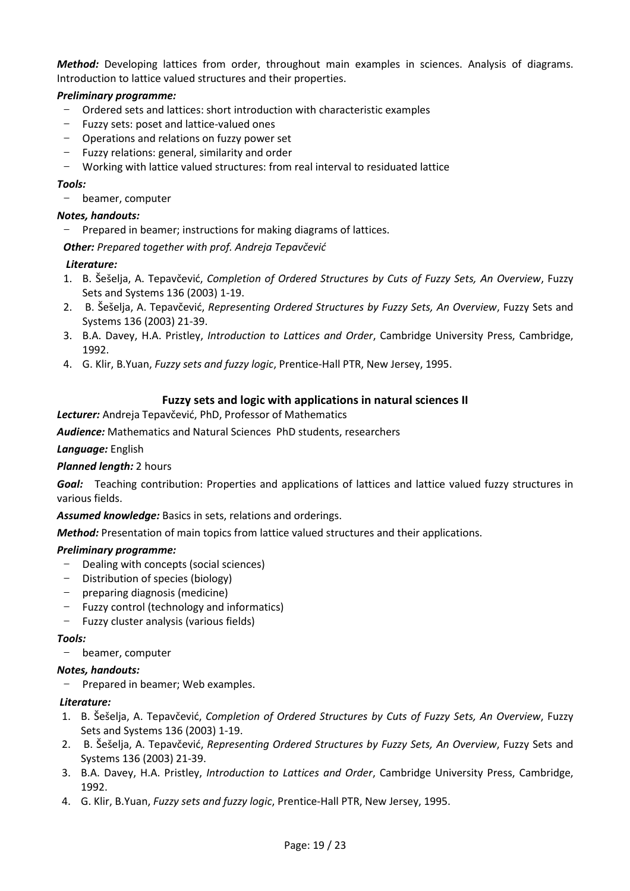***Method:*** Developing lattices from order, throughout main examples in sciences. Analysis of diagrams. Introduction to lattice valued structures and their properties.

***Preliminary programme:***

- Ordered sets and lattices: short introduction with characteristic examples
- Fuzzy sets: poset and lattice-valued ones
- Operations and relations on fuzzy power set
- Fuzzy relations: general, similarity and order
- Working with lattice valued structures: from real interval to residuated lattice

***Tools:***

- beamer, computer

***Notes, handouts:***

- Prepared in beamer; instructions for making diagrams of lattices.

***Other:*** *Prepared together with prof. Andreja Tepavčević*

***Literature:***

1. B. Šešelja, A. Tepavčević, *Completion of Ordered Structures by Cuts of Fuzzy Sets, An Overview*, Fuzzy Sets and Systems 136 (2003) 1-19.
2. B. Šešelja, A. Tepavčević, *Representing Ordered Structures by Fuzzy Sets, An Overview*, Fuzzy Sets and Systems 136 (2003) 21-39.
3. B.A. Davey, H.A. Pristley, *Introduction to Lattices and Order*, Cambridge University Press, Cambridge, 1992.
4. G. Klir, B.Yuan, *Fuzzy sets and fuzzy logic*, Prentice-Hall PTR, New Jersey, 1995.

## Fuzzy sets and logic with applications in natural sciences II

***Lecturer:*** Andreja Tepavčević, PhD, Professor of Mathematics

***Audience:*** Mathematics and Natural Sciences PhD students, researchers

***Language:*** English

***Planned length:*** 2 hours

***Goal:*** Teaching contribution: Properties and applications of lattices and lattice valued fuzzy structures in various fields.

***Assumed knowledge:*** Basics in sets, relations and orderings.

***Method:*** Presentation of main topics from lattice valued structures and their applications.

***Preliminary programme:***

- Dealing with concepts (social sciences)
- Distribution of species (biology)
- preparing diagnosis (medicine)
- Fuzzy control (technology and informatics)
- Fuzzy cluster analysis (various fields)

***Tools:***

- beamer, computer

***Notes, handouts:***

- Prepared in beamer; Web examples.

***Literature:***

1. B. Šešelja, A. Tepavčević, *Completion of Ordered Structures by Cuts of Fuzzy Sets, An Overview*, Fuzzy Sets and Systems 136 (2003) 1-19.
2. B. Šešelja, A. Tepavčević, *Representing Ordered Structures by Fuzzy Sets, An Overview*, Fuzzy Sets and Systems 136 (2003) 21-39.
3. B.A. Davey, H.A. Pristley, *Introduction to Lattices and Order*, Cambridge University Press, Cambridge, 1992.
4. G. Klir, B.Yuan, *Fuzzy sets and fuzzy logic*, Prentice-Hall PTR, New Jersey, 1995.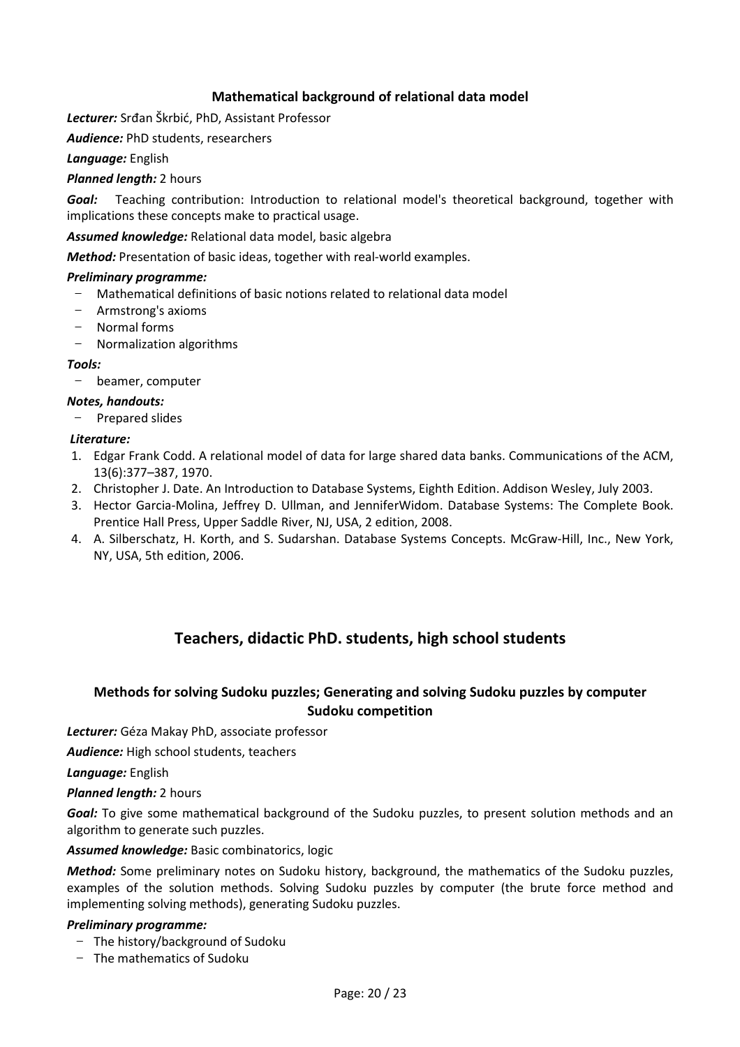### Mathematical background of relational data model

***Lecturer:*** Srđan Škrbić, PhD, Assistant Professor

***Audience:*** PhD students, researchers

***Language:*** English

***Planned length:*** 2 hours

***Goal:*** Teaching contribution: Introduction to relational model's theoretical background, together with implications these concepts make to practical usage.

***Assumed knowledge:*** Relational data model, basic algebra

***Method:*** Presentation of basic ideas, together with real-world examples.

***Preliminary programme:***

- Mathematical definitions of basic notions related to relational data model
- Armstrong's axioms
- Normal forms
- Normalization algorithms

***Tools:***

- beamer, computer

***Notes, handouts:***

- Prepared slides

***Literature:***

1. Edgar Frank Codd. A relational model of data for large shared data banks. Communications of the ACM, 13(6):377–387, 1970.
2. Christopher J. Date. An Introduction to Database Systems, Eighth Edition. Addison Wesley, July 2003.
3. Hector Garcia-Molina, Jeffrey D. Ullman, and JenniferWidom. Database Systems: The Complete Book. Prentice Hall Press, Upper Saddle River, NJ, USA, 2 edition, 2008.
4. A. Silberschatz, H. Korth, and S. Sudarshan. Database Systems Concepts. McGraw-Hill, Inc., New York, NY, USA, 5th edition, 2006.

## Teachers, didactic PhD. students, high school students

### Methods for solving Sudoku puzzles; Generating and solving Sudoku puzzles by computer Sudoku competition

***Lecturer:*** Géza Makay PhD, associate professor

***Audience:*** High school students, teachers

***Language:*** English

***Planned length:*** 2 hours

***Goal:*** To give some mathematical background of the Sudoku puzzles, to present solution methods and an algorithm to generate such puzzles.

***Assumed knowledge:*** Basic combinatorics, logic

***Method:*** Some preliminary notes on Sudoku history, background, the mathematics of the Sudoku puzzles, examples of the solution methods. Solving Sudoku puzzles by computer (the brute force method and implementing solving methods), generating Sudoku puzzles.

***Preliminary programme:***

- The history/background of Sudoku
- The mathematics of Sudoku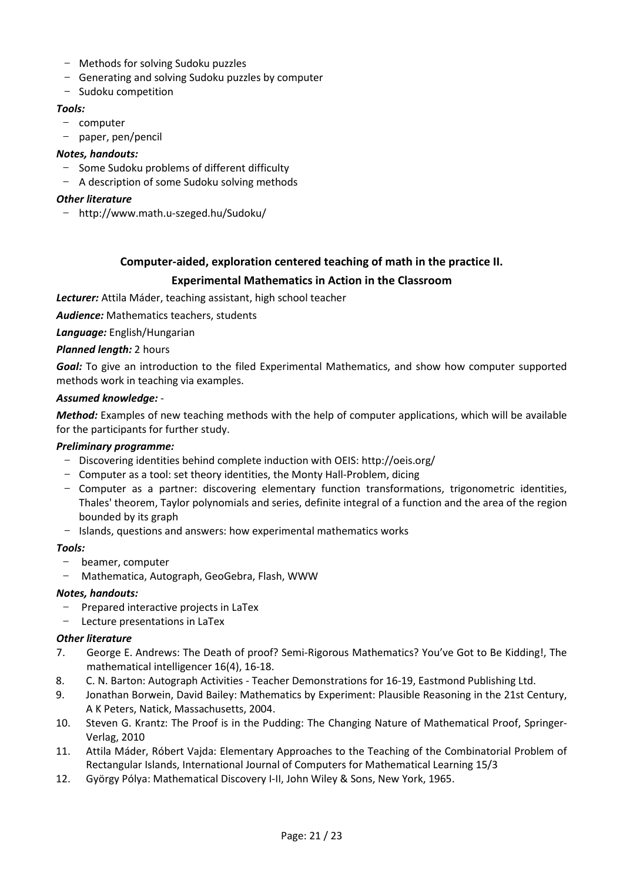- Methods for solving Sudoku puzzles
- Generating and solving Sudoku puzzles by computer
- Sudoku competition

***Tools:***

- computer
- paper, pen/pencil

***Notes, handouts:***

- Some Sudoku problems of different difficulty
- A description of some Sudoku solving methods

***Other literature***

- http://www.math.u-szeged.hu/Sudoku/

## Computer-aided, exploration centered teaching of math in the practice II.

## Experimental Mathematics in Action in the Classroom

***Lecturer:*** Attila Máder, teaching assistant, high school teacher

***Audience:*** Mathematics teachers, students

***Language:*** English/Hungarian

***Planned length:*** 2 hours

***Goal:*** To give an introduction to the filed Experimental Mathematics, and show how computer supported methods work in teaching via examples.

***Assumed knowledge:*** -

***Method:*** Examples of new teaching methods with the help of computer applications, which will be available for the participants for further study.

***Preliminary programme:***

- Discovering identities behind complete induction with OEIS: http://oeis.org/
- Computer as a tool: set theory identities, the Monty Hall-Problem, dicing
- Computer as a partner: discovering elementary function transformations, trigonometric identities, Thales' theorem, Taylor polynomials and series, definite integral of a function and the area of the region bounded by its graph
- Islands, questions and answers: how experimental mathematics works

***Tools:***

- beamer, computer
- Mathematica, Autograph, GeoGebra, Flash, WWW

***Notes, handouts:***

- Prepared interactive projects in LaTex
- Lecture presentations in LaTex

***Other literature***

7. George E. Andrews: The Death of proof? Semi-Rigorous Mathematics? You've Got to Be Kidding!, The mathematical intelligencer 16(4), 16-18.
8. C. N. Barton: Autograph Activities - Teacher Demonstrations for 16-19, Eastmond Publishing Ltd.
9. Jonathan Borwein, David Bailey: Mathematics by Experiment: Plausible Reasoning in the 21st Century, A K Peters, Natick, Massachusetts, 2004.
10. Steven G. Krantz: The Proof is in the Pudding: The Changing Nature of Mathematical Proof, Springer-Verlag, 2010
11. Attila Máder, Róbert Vajda: Elementary Approaches to the Teaching of the Combinatorial Problem of Rectangular Islands, International Journal of Computers for Mathematical Learning 15/3
12. György Pólya: Mathematical Discovery I-II, John Wiley & Sons, New York, 1965.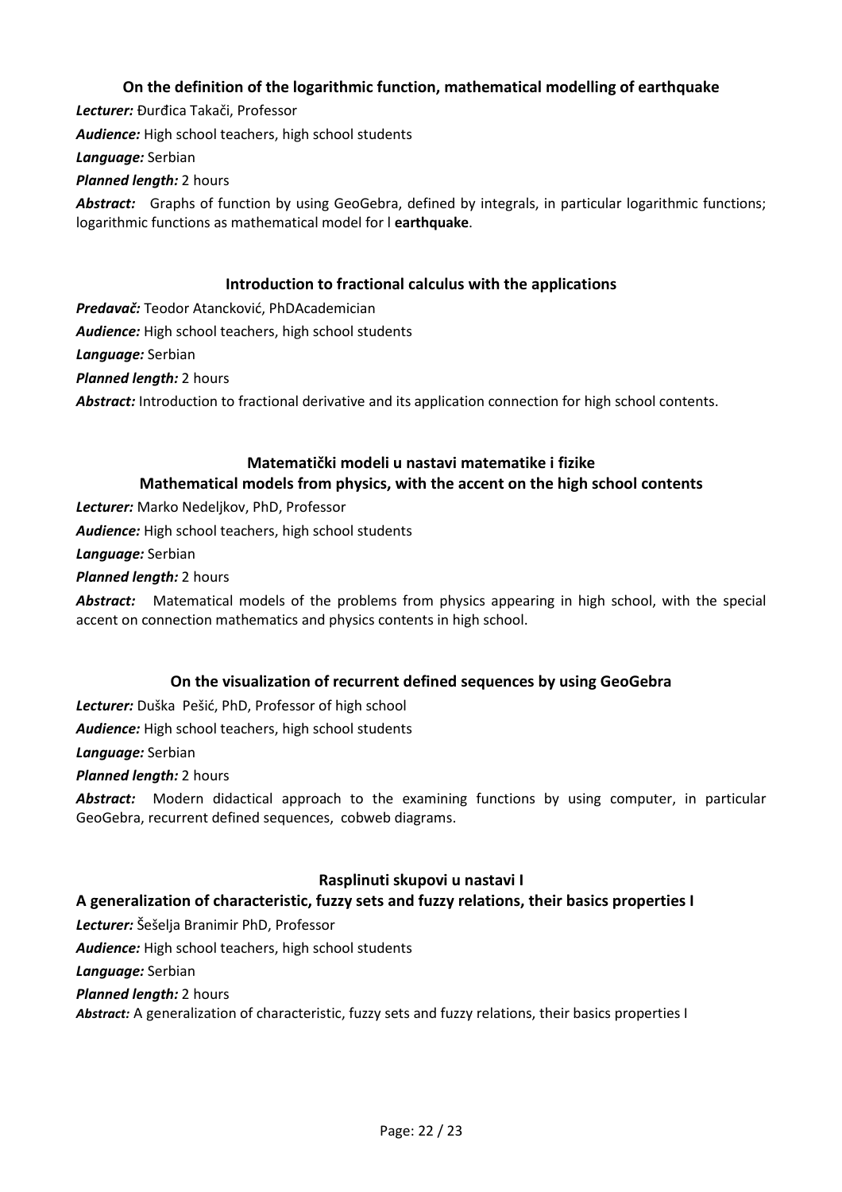### On the definition of the logarithmic function, mathematical modelling of earthquake

***Lecturer:*** Đurđica Takači, Professor

***Audience:*** High school teachers, high school students

***Language:*** Serbian

***Planned length:*** 2 hours

***Abstract:*** Graphs of function by using GeoGebra, defined by integrals, in particular logarithmic functions; logarithmic functions as mathematical model for l **earthquake**.

### Introduction to fractional calculus with the applications

***Predavač:*** Teodor Atancković, PhDAcademician

***Audience:*** High school teachers, high school students

***Language:*** Serbian

***Planned length:*** 2 hours

***Abstract:*** Introduction to fractional derivative and its application connection for high school contents.

### Matematički modeli u nastavi matematike i fizike
### Mathematical models from physics, with the accent on the high school contents

***Lecturer:*** Marko Nedeljkov, PhD, Professor

***Audience:*** High school teachers, high school students

***Language:*** Serbian

***Planned length:*** 2 hours

***Abstract:*** Matematical models of the problems from physics appearing in high school, with the special accent on connection mathematics and physics contents in high school.

### On the visualization of recurrent defined sequences by using GeoGebra

***Lecturer:*** Duška Pešić, PhD, Professor of high school

***Audience:*** High school teachers, high school students

***Language:*** Serbian

***Planned length:*** 2 hours

***Abstract:*** Modern didactical approach to the examining functions by using computer, in particular GeoGebra, recurrent defined sequences, cobweb diagrams.

### Rasplinuti skupovi u nastavi I
### A generalization of characteristic, fuzzy sets and fuzzy relations, their basics properties I

***Lecturer:*** Šešelja Branimir PhD, Professor

***Audience:*** High school teachers, high school students

***Language:*** Serbian

***Planned length:*** 2 hours

***Abstract:*** A generalization of characteristic, fuzzy sets and fuzzy relations, their basics properties I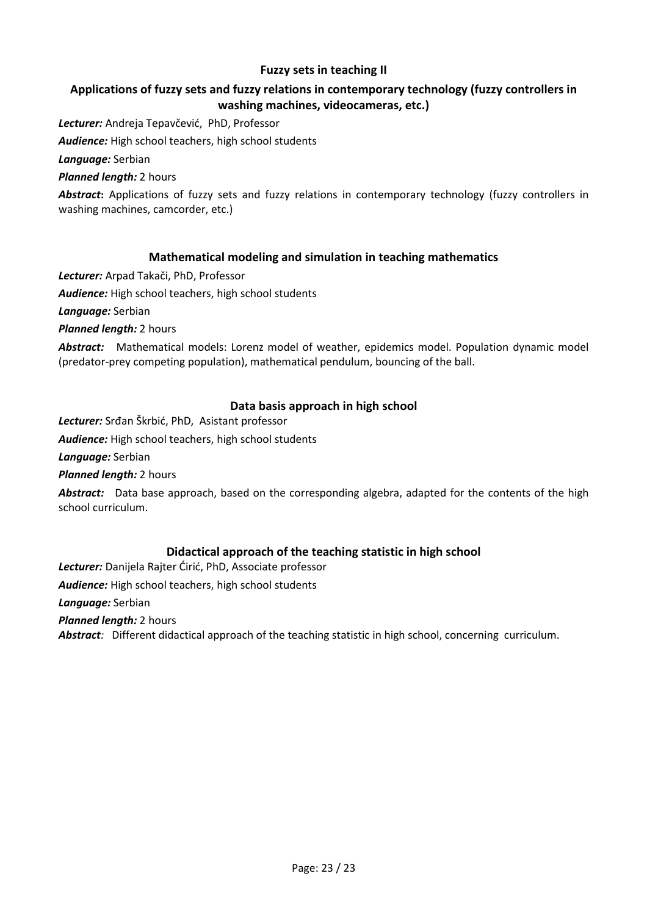### Fuzzy sets in teaching II

### Applications of fuzzy sets and fuzzy relations in contemporary technology (fuzzy controllers in washing machines, videocameras, etc.)

***Lecturer:*** Andreja Tepavčević, PhD, Professor

***Audience:*** High school teachers, high school students

***Language:*** Serbian

***Planned length:*** 2 hours

***Abstract*:** Applications of fuzzy sets and fuzzy relations in contemporary technology (fuzzy controllers in washing machines, camcorder, etc.)

### Mathematical modeling and simulation in teaching mathematics

***Lecturer:*** Arpad Takači, PhD, Professor

***Audience:*** High school teachers, high school students

***Language:*** Serbian

***Planned length:*** 2 hours

***Abstract:*** Mathematical models: Lorenz model of weather, epidemics model. Population dynamic model (predator-prey competing population), mathematical pendulum, bouncing of the ball.

### Data basis approach in high school

***Lecturer:*** Srđan Škrbić, PhD, Asistant professor

***Audience:*** High school teachers, high school students

***Language:*** Serbian

***Planned length:*** 2 hours

***Abstract:*** Data base approach, based on the corresponding algebra, adapted for the contents of the high school curriculum.

### Didactical approach of the teaching statistic in high school

***Lecturer:*** Danijela Rajter Ćirić, PhD, Associate professor

***Audience:*** High school teachers, high school students

***Language:*** Serbian

***Planned length:*** 2 hours

***Abstract**:* Different didactical approach of the teaching statistic in high school, concerning curriculum.